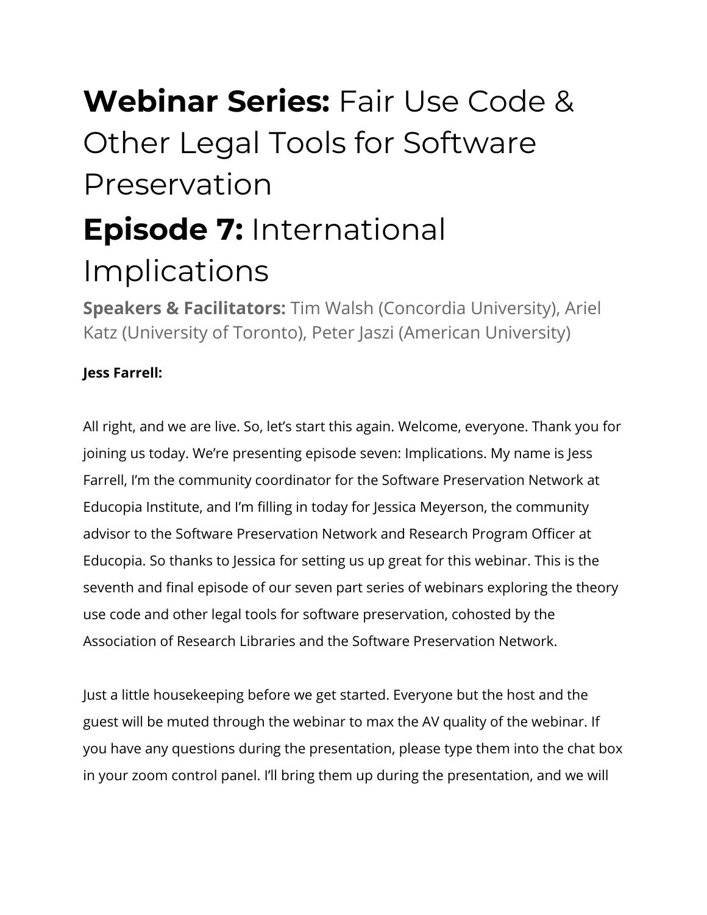# **Webinar Series:** Fair Use Code & Other Legal Tools for Software Preservation

# **Episode 7:** International Implications

**Speakers & Facilitators:** Tim Walsh (Concordia University), Ariel Katz (University of Toronto), Peter Jaszi (American University)

**Jess Farrell:**

All right, and we are live. So, let's start this again. Welcome, everyone. Thank you for joining us today. We're presenting episode seven: Implications. My name is Jess Farrell, I'm the community coordinator for the Software Preservation Network at Educopia Institute, and I'm filling in today for Jessica Meyerson, the community advisor to the Software Preservation Network and Research Program Officer at Educopia. So thanks to Jessica for setting us up great for this webinar. This is the seventh and final episode of our seven part series of webinars exploring the theory use code and other legal tools for software preservation, cohosted by the Association of Research Libraries and the Software Preservation Network.

Just a little housekeeping before we get started. Everyone but the host and the guest will be muted through the webinar to max the AV quality of the webinar. If you have any questions during the presentation, please type them into the chat box in your zoom control panel. I'll bring them up during the presentation, and we will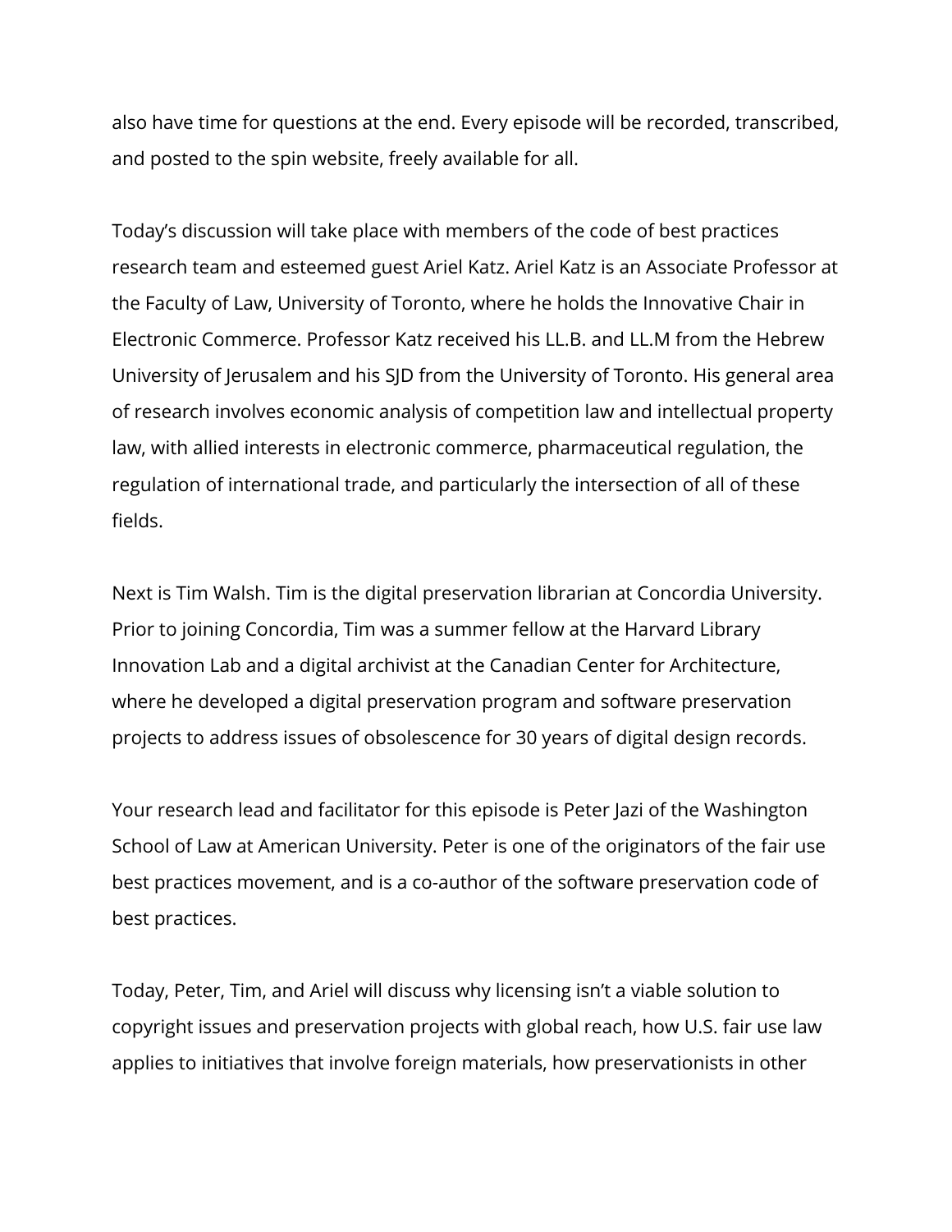also have time for questions at the end. Every episode will be recorded, transcribed, and posted to the spin website, freely available for all.

Today's discussion will take place with members of the code of best practices research team and esteemed guest Ariel Katz. Ariel Katz is an Associate Professor at the Faculty of Law, University of Toronto, where he holds the Innovative Chair in Electronic Commerce. Professor Katz received his LL.B. and LL.M from the Hebrew University of Jerusalem and his SJD from the University of Toronto. His general area of research involves economic analysis of competition law and intellectual property law, with allied interests in electronic commerce, pharmaceutical regulation, the regulation of international trade, and particularly the intersection of all of these fields.

Next is Tim Walsh. Tim is the digital preservation librarian at Concordia University. Prior to joining Concordia, Tim was a summer fellow at the Harvard Library Innovation Lab and a digital archivist at the Canadian Center for Architecture, where he developed a digital preservation program and software preservation projects to address issues of obsolescence for 30 years of digital design records.

Your research lead and facilitator for this episode is Peter Jazi of the Washington School of Law at American University. Peter is one of the originators of the fair use best practices movement, and is a co-author of the software preservation code of best practices.

Today, Peter, Tim, and Ariel will discuss why licensing isn't a viable solution to copyright issues and preservation projects with global reach, how U.S. fair use law applies to initiatives that involve foreign materials, how preservationists in other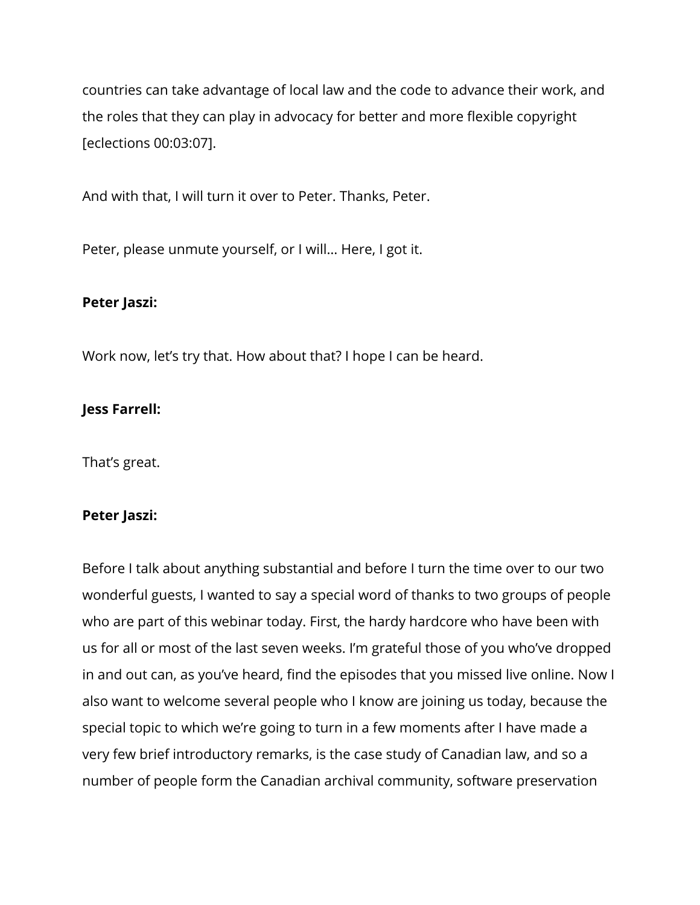countries can take advantage of local law and the code to advance their work, and the roles that they can play in advocacy for better and more flexible copyright [eclections 00:03:07].

And with that, I will turn it over to Peter. Thanks, Peter.

Peter, please unmute yourself, or I will… Here, I got it.

**Peter Jaszi:**

Work now, let's try that. How about that? I hope I can be heard.

**Jess Farrell:**

That's great.

**Peter Jaszi:**

Before I talk about anything substantial and before I turn the time over to our two wonderful guests, I wanted to say a special word of thanks to two groups of people who are part of this webinar today. First, the hardy hardcore who have been with us for all or most of the last seven weeks. I'm grateful those of you who've dropped in and out can, as you've heard, find the episodes that you missed live online. Now I also want to welcome several people who I know are joining us today, because the special topic to which we're going to turn in a few moments after I have made a very few brief introductory remarks, is the case study of Canadian law, and so a number of people form the Canadian archival community, software preservation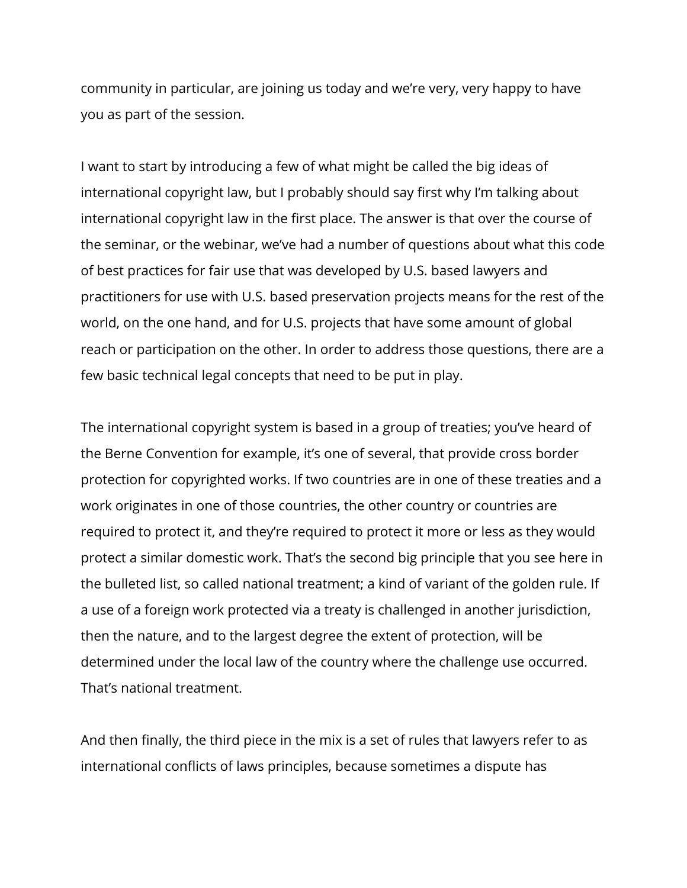community in particular, are joining us today and we're very, very happy to have you as part of the session.

I want to start by introducing a few of what might be called the big ideas of international copyright law, but I probably should say first why I'm talking about international copyright law in the first place. The answer is that over the course of the seminar, or the webinar, we've had a number of questions about what this code of best practices for fair use that was developed by U.S. based lawyers and practitioners for use with U.S. based preservation projects means for the rest of the world, on the one hand, and for U.S. projects that have some amount of global reach or participation on the other. In order to address those questions, there are a few basic technical legal concepts that need to be put in play.

The international copyright system is based in a group of treaties; you've heard of the Berne Convention for example, it's one of several, that provide cross border protection for copyrighted works. If two countries are in one of these treaties and a work originates in one of those countries, the other country or countries are required to protect it, and they're required to protect it more or less as they would protect a similar domestic work. That's the second big principle that you see here in the bulleted list, so called national treatment; a kind of variant of the golden rule. If a use of a foreign work protected via a treaty is challenged in another jurisdiction, then the nature, and to the largest degree the extent of protection, will be determined under the local law of the country where the challenge use occurred. That's national treatment.

And then finally, the third piece in the mix is a set of rules that lawyers refer to as international conflicts of laws principles, because sometimes a dispute has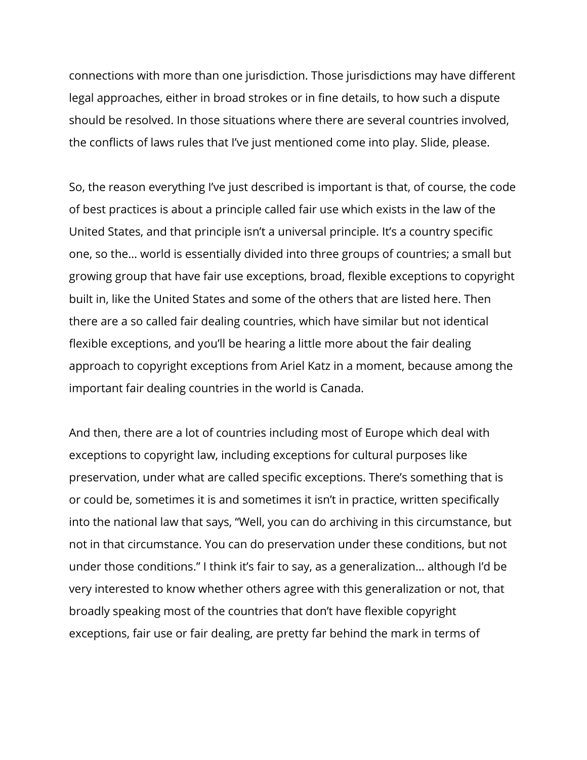connections with more than one jurisdiction. Those jurisdictions may have different legal approaches, either in broad strokes or in fine details, to how such a dispute should be resolved. In those situations where there are several countries involved, the conflicts of laws rules that I've just mentioned come into play. Slide, please.

So, the reason everything I've just described is important is that, of course, the code of best practices is about a principle called fair use which exists in the law of the United States, and that principle isn't a universal principle. It's a country specific one, so the... world is essentially divided into three groups of countries; a small but growing group that have fair use exceptions, broad, flexible exceptions to copyright built in, like the United States and some of the others that are listed here. Then there are a so called fair dealing countries, which have similar but not identical flexible exceptions, and you'll be hearing a little more about the fair dealing approach to copyright exceptions from Ariel Katz in a moment, because among the important fair dealing countries in the world is Canada.

And then, there are a lot of countries including most of Europe which deal with exceptions to copyright law, including exceptions for cultural purposes like preservation, under what are called specific exceptions. There's something that is or could be, sometimes it is and sometimes it isn't in practice, written specifically into the national law that says, "Well, you can do archiving in this circumstance, but not in that circumstance. You can do preservation under these conditions, but not under those conditions." I think it's fair to say, as a generalization... although I'd be very interested to know whether others agree with this generalization or not, that broadly speaking most of the countries that don't have flexible copyright exceptions, fair use or fair dealing, are pretty far behind the mark in terms of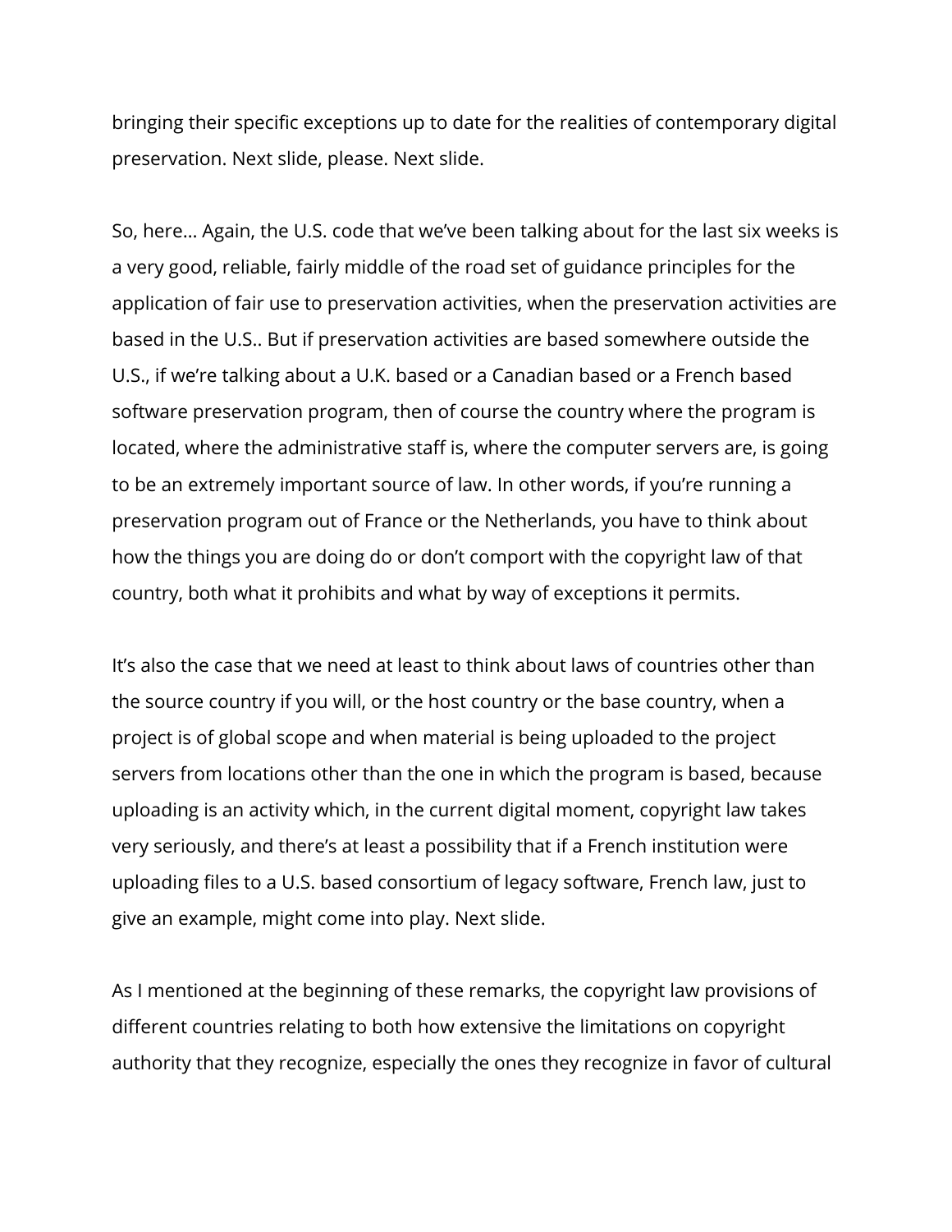bringing their specific exceptions up to date for the realities of contemporary digital preservation. Next slide, please. Next slide.

So, here… Again, the U.S. code that we've been talking about for the last six weeks is a very good, reliable, fairly middle of the road set of guidance principles for the application of fair use to preservation activities, when the preservation activities are based in the U.S.. But if preservation activities are based somewhere outside the U.S., if we're talking about a U.K. based or a Canadian based or a French based software preservation program, then of course the country where the program is located, where the administrative staff is, where the computer servers are, is going to be an extremely important source of law. In other words, if you're running a preservation program out of France or the Netherlands, you have to think about how the things you are doing do or don't comport with the copyright law of that country, both what it prohibits and what by way of exceptions it permits.

It's also the case that we need at least to think about laws of countries other than the source country if you will, or the host country or the base country, when a project is of global scope and when material is being uploaded to the project servers from locations other than the one in which the program is based, because uploading is an activity which, in the current digital moment, copyright law takes very seriously, and there's at least a possibility that if a French institution were uploading files to a U.S. based consortium of legacy software, French law, just to give an example, might come into play. Next slide.

As I mentioned at the beginning of these remarks, the copyright law provisions of different countries relating to both how extensive the limitations on copyright authority that they recognize, especially the ones they recognize in favor of cultural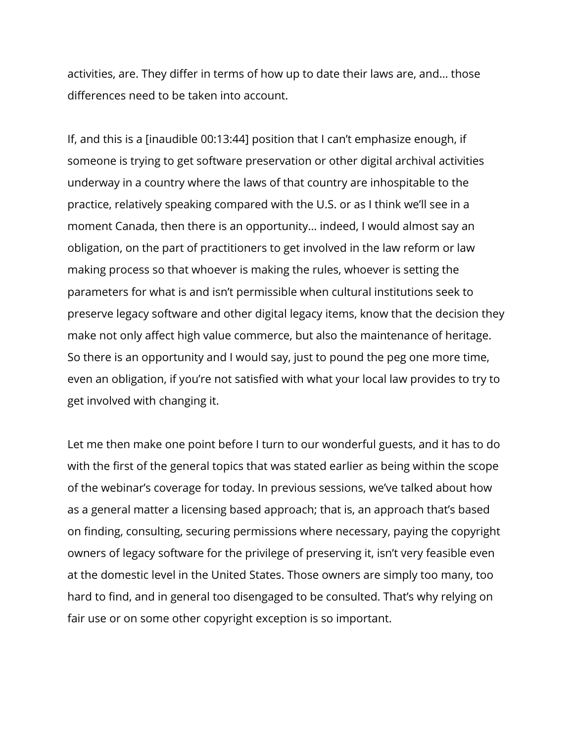activities, are. They differ in terms of how up to date their laws are, and… those differences need to be taken into account.

If, and this is a [inaudible 00:13:44] position that I can't emphasize enough, if someone is trying to get software preservation or other digital archival activities underway in a country where the laws of that country are inhospitable to the practice, relatively speaking compared with the U.S. or as I think we'll see in a moment Canada, then there is an opportunity… indeed, I would almost say an obligation, on the part of practitioners to get involved in the law reform or law making process so that whoever is making the rules, whoever is setting the parameters for what is and isn't permissible when cultural institutions seek to preserve legacy software and other digital legacy items, know that the decision they make not only affect high value commerce, but also the maintenance of heritage. So there is an opportunity and I would say, just to pound the peg one more time, even an obligation, if you're not satisfied with what your local law provides to try to get involved with changing it.

Let me then make one point before I turn to our wonderful guests, and it has to do with the first of the general topics that was stated earlier as being within the scope of the webinar's coverage for today. In previous sessions, we've talked about how as a general matter a licensing based approach; that is, an approach that's based on finding, consulting, securing permissions where necessary, paying the copyright owners of legacy software for the privilege of preserving it, isn't very feasible even at the domestic level in the United States. Those owners are simply too many, too hard to find, and in general too disengaged to be consulted. That's why relying on fair use or on some other copyright exception is so important.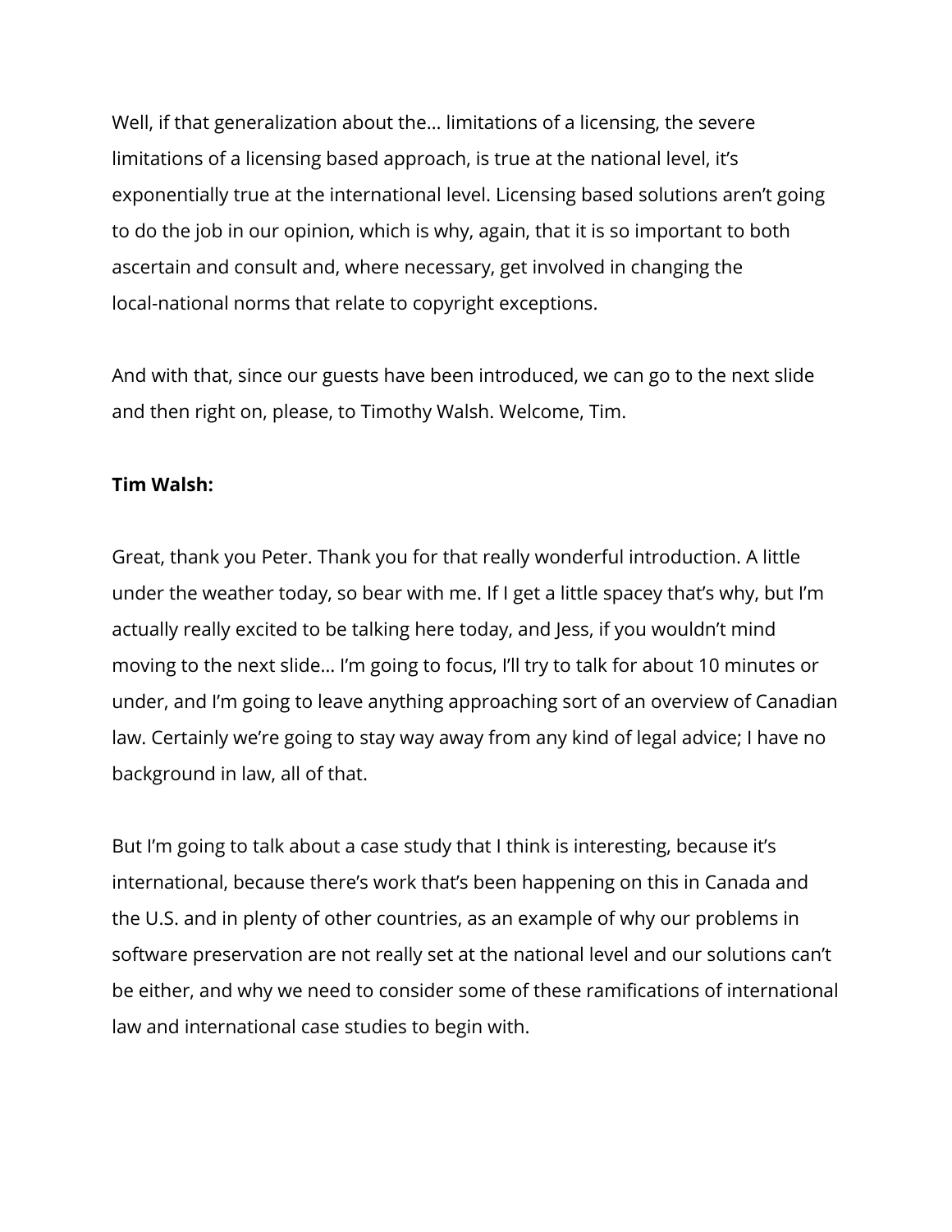Well, if that generalization about the… limitations of a licensing, the severe limitations of a licensing based approach, is true at the national level, it's exponentially true at the international level. Licensing based solutions aren't going to do the job in our opinion, which is why, again, that it is so important to both ascertain and consult and, where necessary, get involved in changing the local-national norms that relate to copyright exceptions.

And with that, since our guests have been introduced, we can go to the next slide and then right on, please, to Timothy Walsh. Welcome, Tim.

**Tim Walsh:**

Great, thank you Peter. Thank you for that really wonderful introduction. A little under the weather today, so bear with me. If I get a little spacey that's why, but I'm actually really excited to be talking here today, and Jess, if you wouldn't mind moving to the next slide… I'm going to focus, I'll try to talk for about 10 minutes or under, and I'm going to leave anything approaching sort of an overview of Canadian law. Certainly we're going to stay way away from any kind of legal advice; I have no background in law, all of that.

But I'm going to talk about a case study that I think is interesting, because it's international, because there's work that's been happening on this in Canada and the U.S. and in plenty of other countries, as an example of why our problems in software preservation are not really set at the national level and our solutions can't be either, and why we need to consider some of these ramifications of international law and international case studies to begin with.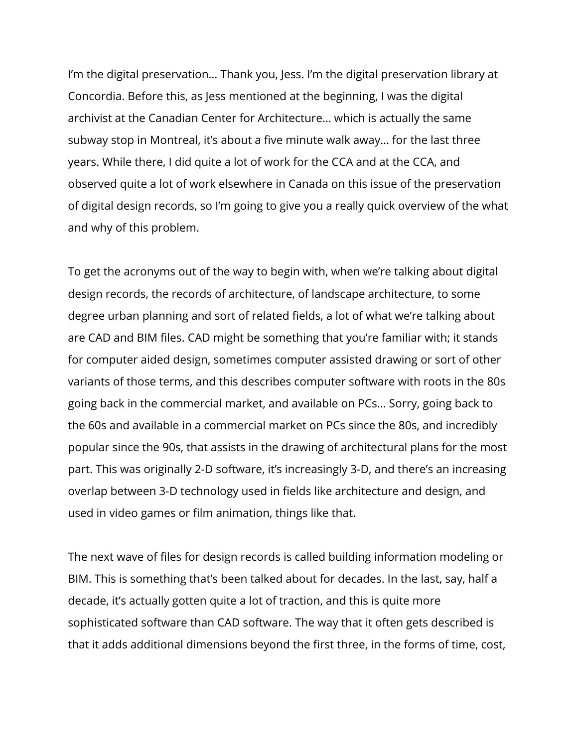I'm the digital preservation… Thank you, Jess. I'm the digital preservation library at Concordia. Before this, as Jess mentioned at the beginning, I was the digital archivist at the Canadian Center for Architecture… which is actually the same subway stop in Montreal, it's about a five minute walk away… for the last three years. While there, I did quite a lot of work for the CCA and at the CCA, and observed quite a lot of work elsewhere in Canada on this issue of the preservation of digital design records, so I'm going to give you a really quick overview of the what and why of this problem.

To get the acronyms out of the way to begin with, when we're talking about digital design records, the records of architecture, of landscape architecture, to some degree urban planning and sort of related fields, a lot of what we're talking about are CAD and BIM files. CAD might be something that you're familiar with; it stands for computer aided design, sometimes computer assisted drawing or sort of other variants of those terms, and this describes computer software with roots in the 80s going back in the commercial market, and available on PCs… Sorry, going back to the 60s and available in a commercial market on PCs since the 80s, and incredibly popular since the 90s, that assists in the drawing of architectural plans for the most part. This was originally 2-D software, it's increasingly 3-D, and there's an increasing overlap between 3-D technology used in fields like architecture and design, and used in video games or film animation, things like that.

The next wave of files for design records is called building information modeling or BIM. This is something that's been talked about for decades. In the last, say, half a decade, it's actually gotten quite a lot of traction, and this is quite more sophisticated software than CAD software. The way that it often gets described is that it adds additional dimensions beyond the first three, in the forms of time, cost,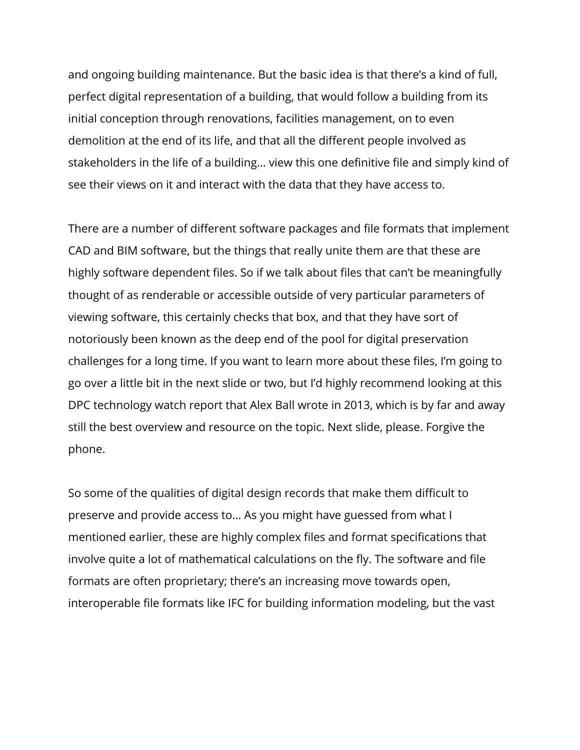and ongoing building maintenance. But the basic idea is that there's a kind of full, perfect digital representation of a building, that would follow a building from its initial conception through renovations, facilities management, on to even demolition at the end of its life, and that all the different people involved as stakeholders in the life of a building… view this one definitive file and simply kind of see their views on it and interact with the data that they have access to.

There are a number of different software packages and file formats that implement CAD and BIM software, but the things that really unite them are that these are highly software dependent files. So if we talk about files that can't be meaningfully thought of as renderable or accessible outside of very particular parameters of viewing software, this certainly checks that box, and that they have sort of notoriously been known as the deep end of the pool for digital preservation challenges for a long time. If you want to learn more about these files, I'm going to go over a little bit in the next slide or two, but I'd highly recommend looking at this DPC technology watch report that Alex Ball wrote in 2013, which is by far and away still the best overview and resource on the topic. Next slide, please. Forgive the phone.

So some of the qualities of digital design records that make them difficult to preserve and provide access to… As you might have guessed from what I mentioned earlier, these are highly complex files and format specifications that involve quite a lot of mathematical calculations on the fly. The software and file formats are often proprietary; there's an increasing move towards open, interoperable file formats like IFC for building information modeling, but the vast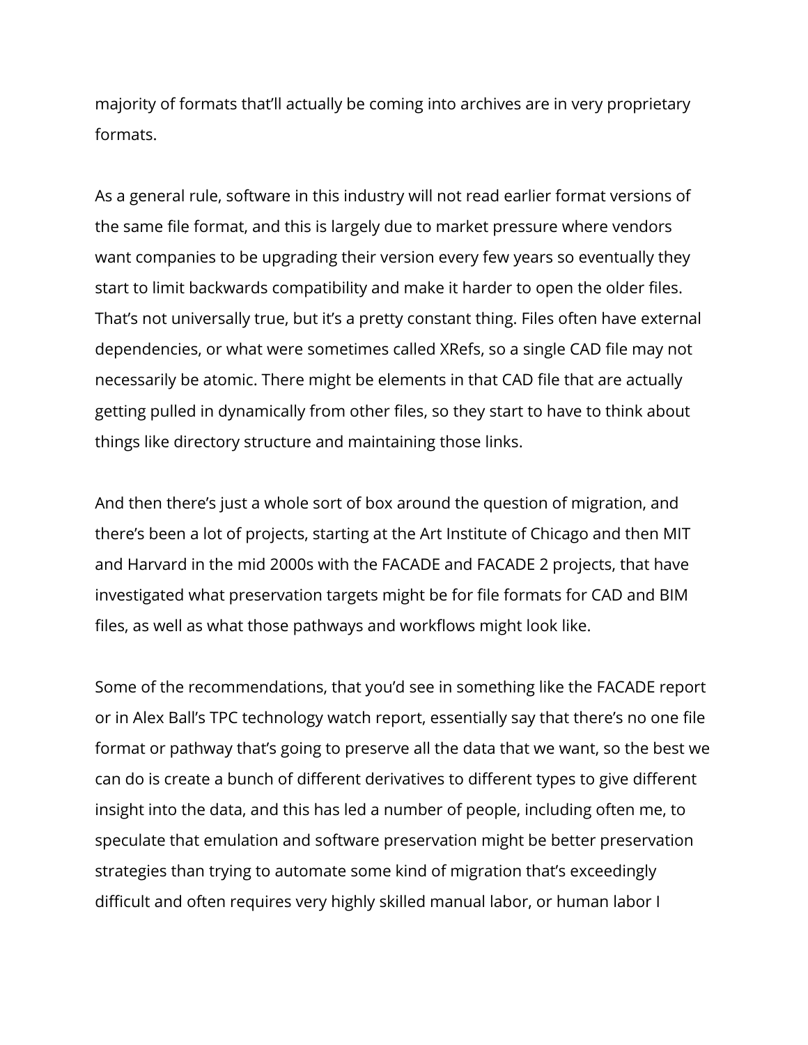majority of formats that'll actually be coming into archives are in very proprietary formats.

As a general rule, software in this industry will not read earlier format versions of the same file format, and this is largely due to market pressure where vendors want companies to be upgrading their version every few years so eventually they start to limit backwards compatibility and make it harder to open the older files. That's not universally true, but it's a pretty constant thing. Files often have external dependencies, or what were sometimes called XRefs, so a single CAD file may not necessarily be atomic. There might be elements in that CAD file that are actually getting pulled in dynamically from other files, so they start to have to think about things like directory structure and maintaining those links.

And then there's just a whole sort of box around the question of migration, and there's been a lot of projects, starting at the Art Institute of Chicago and then MIT and Harvard in the mid 2000s with the FACADE and FACADE 2 projects, that have investigated what preservation targets might be for file formats for CAD and BIM files, as well as what those pathways and workflows might look like.

Some of the recommendations, that you'd see in something like the FACADE report or in Alex Ball's TPC technology watch report, essentially say that there's no one file format or pathway that's going to preserve all the data that we want, so the best we can do is create a bunch of different derivatives to different types to give different insight into the data, and this has led a number of people, including often me, to speculate that emulation and software preservation might be better preservation strategies than trying to automate some kind of migration that's exceedingly difficult and often requires very highly skilled manual labor, or human labor I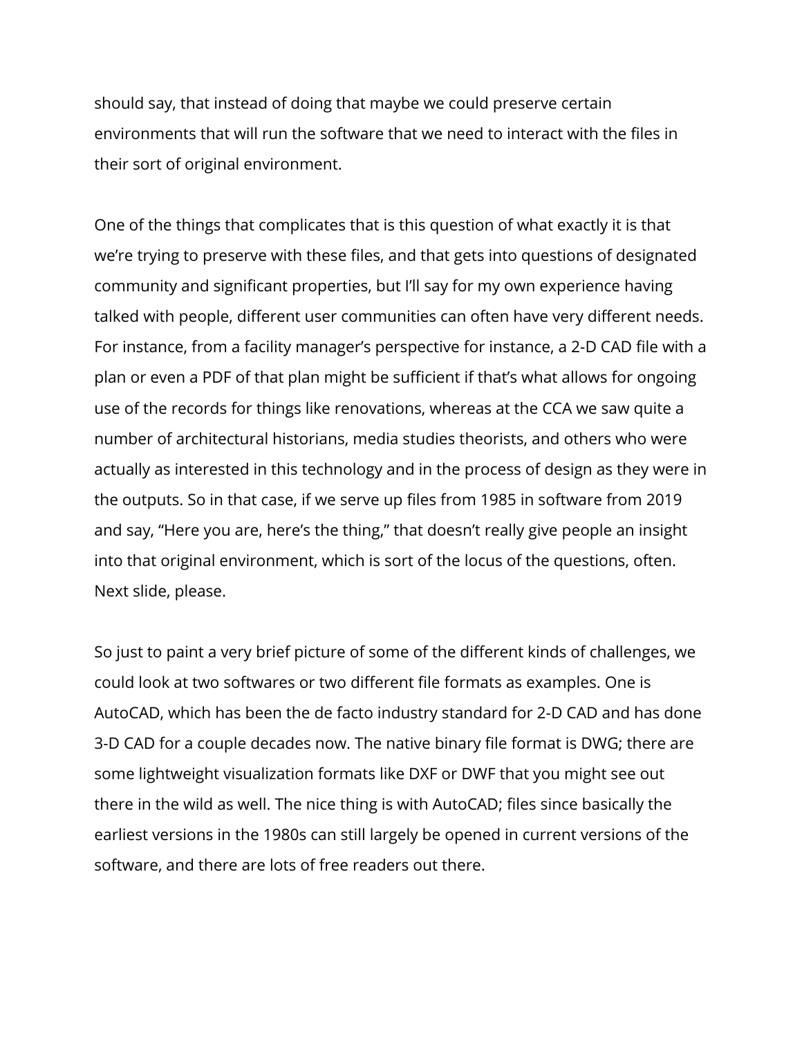should say, that instead of doing that maybe we could preserve certain environments that will run the software that we need to interact with the files in their sort of original environment.

One of the things that complicates that is this question of what exactly it is that we're trying to preserve with these files, and that gets into questions of designated community and significant properties, but I'll say for my own experience having talked with people, different user communities can often have very different needs. For instance, from a facility manager's perspective for instance, a 2-D CAD file with a plan or even a PDF of that plan might be sufficient if that's what allows for ongoing use of the records for things like renovations, whereas at the CCA we saw quite a number of architectural historians, media studies theorists, and others who were actually as interested in this technology and in the process of design as they were in the outputs. So in that case, if we serve up files from 1985 in software from 2019 and say, "Here you are, here's the thing," that doesn't really give people an insight into that original environment, which is sort of the locus of the questions, often. Next slide, please.

So just to paint a very brief picture of some of the different kinds of challenges, we could look at two softwares or two different file formats as examples. One is AutoCAD, which has been the de facto industry standard for 2-D CAD and has done 3-D CAD for a couple decades now. The native binary file format is DWG; there are some lightweight visualization formats like DXF or DWF that you might see out there in the wild as well. The nice thing is with AutoCAD; files since basically the earliest versions in the 1980s can still largely be opened in current versions of the software, and there are lots of free readers out there.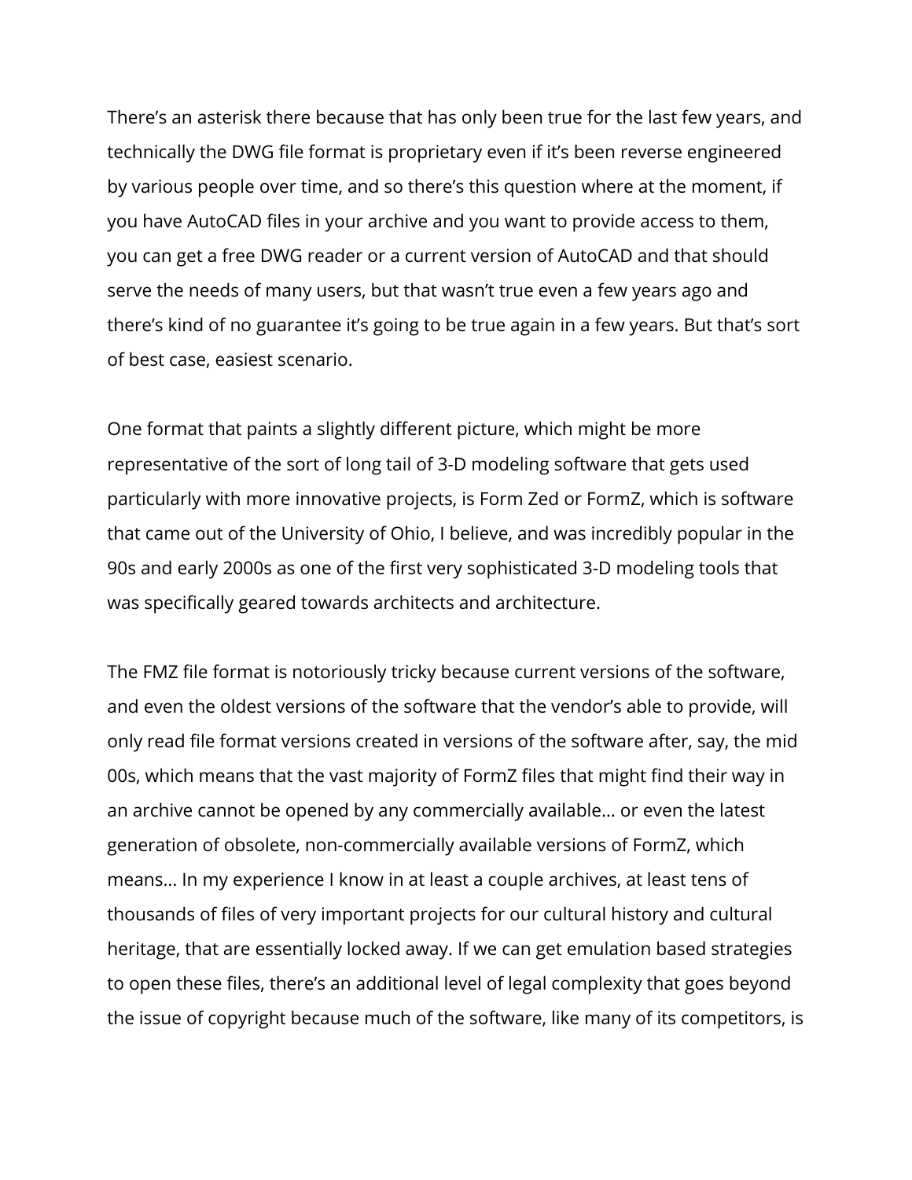There's an asterisk there because that has only been true for the last few years, and technically the DWG file format is proprietary even if it's been reverse engineered by various people over time, and so there's this question where at the moment, if you have AutoCAD files in your archive and you want to provide access to them, you can get a free DWG reader or a current version of AutoCAD and that should serve the needs of many users, but that wasn't true even a few years ago and there's kind of no guarantee it's going to be true again in a few years. But that's sort of best case, easiest scenario.

One format that paints a slightly different picture, which might be more representative of the sort of long tail of 3-D modeling software that gets used particularly with more innovative projects, is Form Zed or FormZ, which is software that came out of the University of Ohio, I believe, and was incredibly popular in the 90s and early 2000s as one of the first very sophisticated 3-D modeling tools that was specifically geared towards architects and architecture.

The FMZ file format is notoriously tricky because current versions of the software, and even the oldest versions of the software that the vendor's able to provide, will only read file format versions created in versions of the software after, say, the mid 00s, which means that the vast majority of FormZ files that might find their way in an archive cannot be opened by any commercially available… or even the latest generation of obsolete, non-commercially available versions of FormZ, which means… In my experience I know in at least a couple archives, at least tens of thousands of files of very important projects for our cultural history and cultural heritage, that are essentially locked away. If we can get emulation based strategies to open these files, there's an additional level of legal complexity that goes beyond the issue of copyright because much of the software, like many of its competitors, is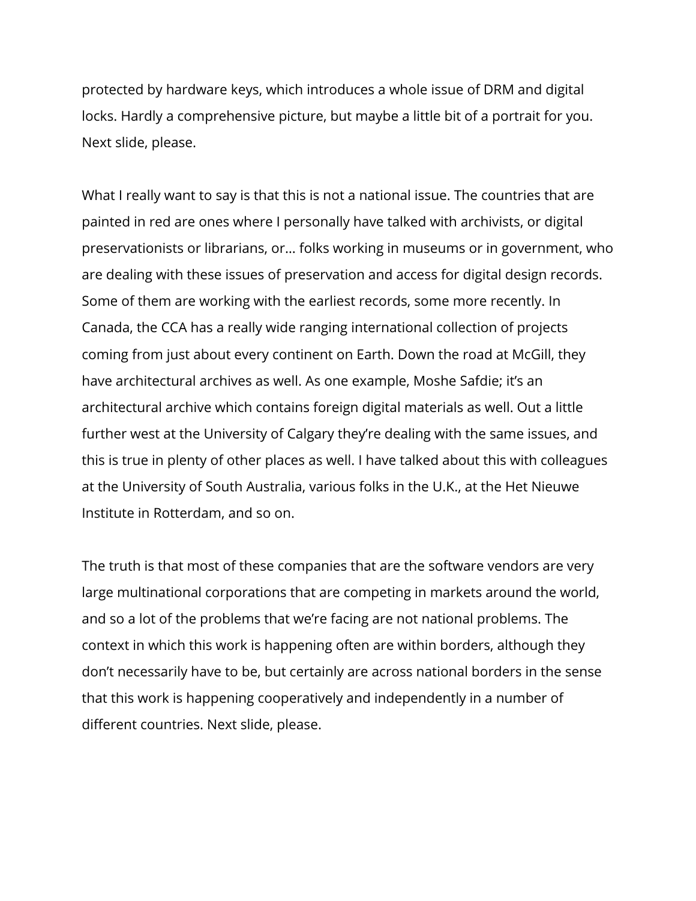protected by hardware keys, which introduces a whole issue of DRM and digital locks. Hardly a comprehensive picture, but maybe a little bit of a portrait for you. Next slide, please.

What I really want to say is that this is not a national issue. The countries that are painted in red are ones where I personally have talked with archivists, or digital preservationists or librarians, or… folks working in museums or in government, who are dealing with these issues of preservation and access for digital design records. Some of them are working with the earliest records, some more recently. In Canada, the CCA has a really wide ranging international collection of projects coming from just about every continent on Earth. Down the road at McGill, they have architectural archives as well. As one example, Moshe Safdie; it's an architectural archive which contains foreign digital materials as well. Out a little further west at the University of Calgary they're dealing with the same issues, and this is true in plenty of other places as well. I have talked about this with colleagues at the University of South Australia, various folks in the U.K., at the Het Nieuwe Institute in Rotterdam, and so on.

The truth is that most of these companies that are the software vendors are very large multinational corporations that are competing in markets around the world, and so a lot of the problems that we're facing are not national problems. The context in which this work is happening often are within borders, although they don't necessarily have to be, but certainly are across national borders in the sense that this work is happening cooperatively and independently in a number of different countries. Next slide, please.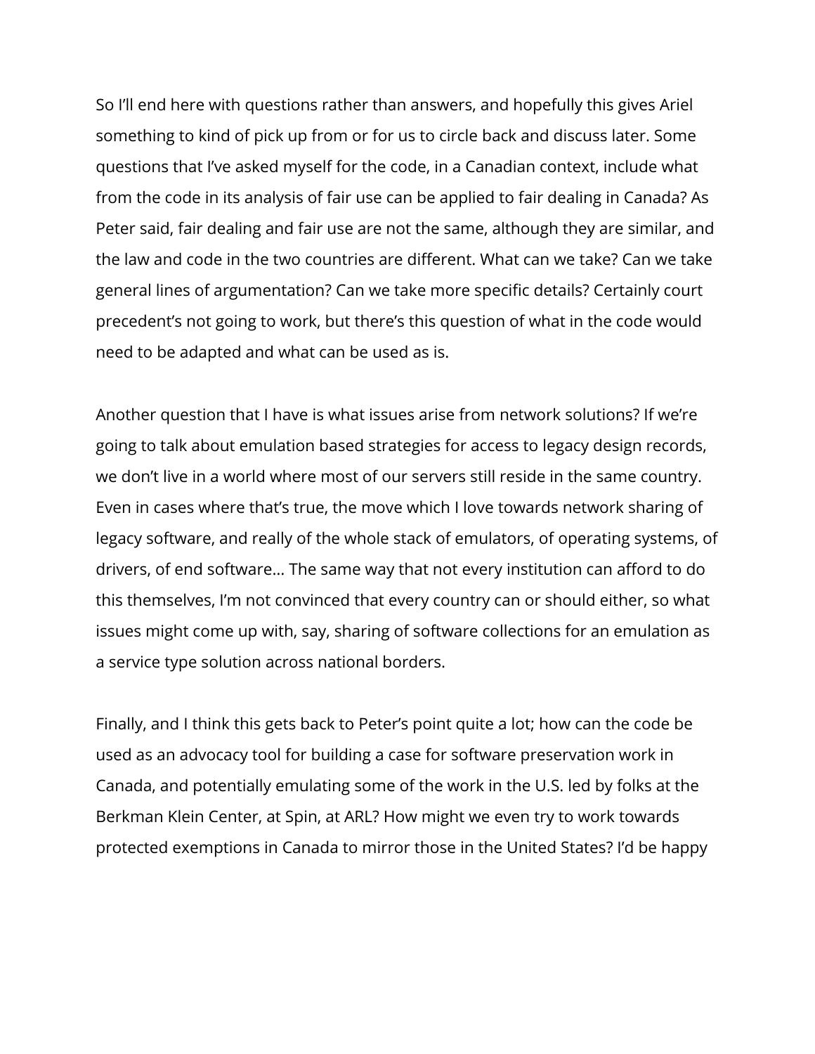So I'll end here with questions rather than answers, and hopefully this gives Ariel something to kind of pick up from or for us to circle back and discuss later. Some questions that I've asked myself for the code, in a Canadian context, include what from the code in its analysis of fair use can be applied to fair dealing in Canada? As Peter said, fair dealing and fair use are not the same, although they are similar, and the law and code in the two countries are different. What can we take? Can we take general lines of argumentation? Can we take more specific details? Certainly court precedent's not going to work, but there's this question of what in the code would need to be adapted and what can be used as is.

Another question that I have is what issues arise from network solutions? If we're going to talk about emulation based strategies for access to legacy design records, we don't live in a world where most of our servers still reside in the same country. Even in cases where that's true, the move which I love towards network sharing of legacy software, and really of the whole stack of emulators, of operating systems, of drivers, of end software… The same way that not every institution can afford to do this themselves, I'm not convinced that every country can or should either, so what issues might come up with, say, sharing of software collections for an emulation as a service type solution across national borders.

Finally, and I think this gets back to Peter's point quite a lot; how can the code be used as an advocacy tool for building a case for software preservation work in Canada, and potentially emulating some of the work in the U.S. led by folks at the Berkman Klein Center, at Spin, at ARL? How might we even try to work towards protected exemptions in Canada to mirror those in the United States? I'd be happy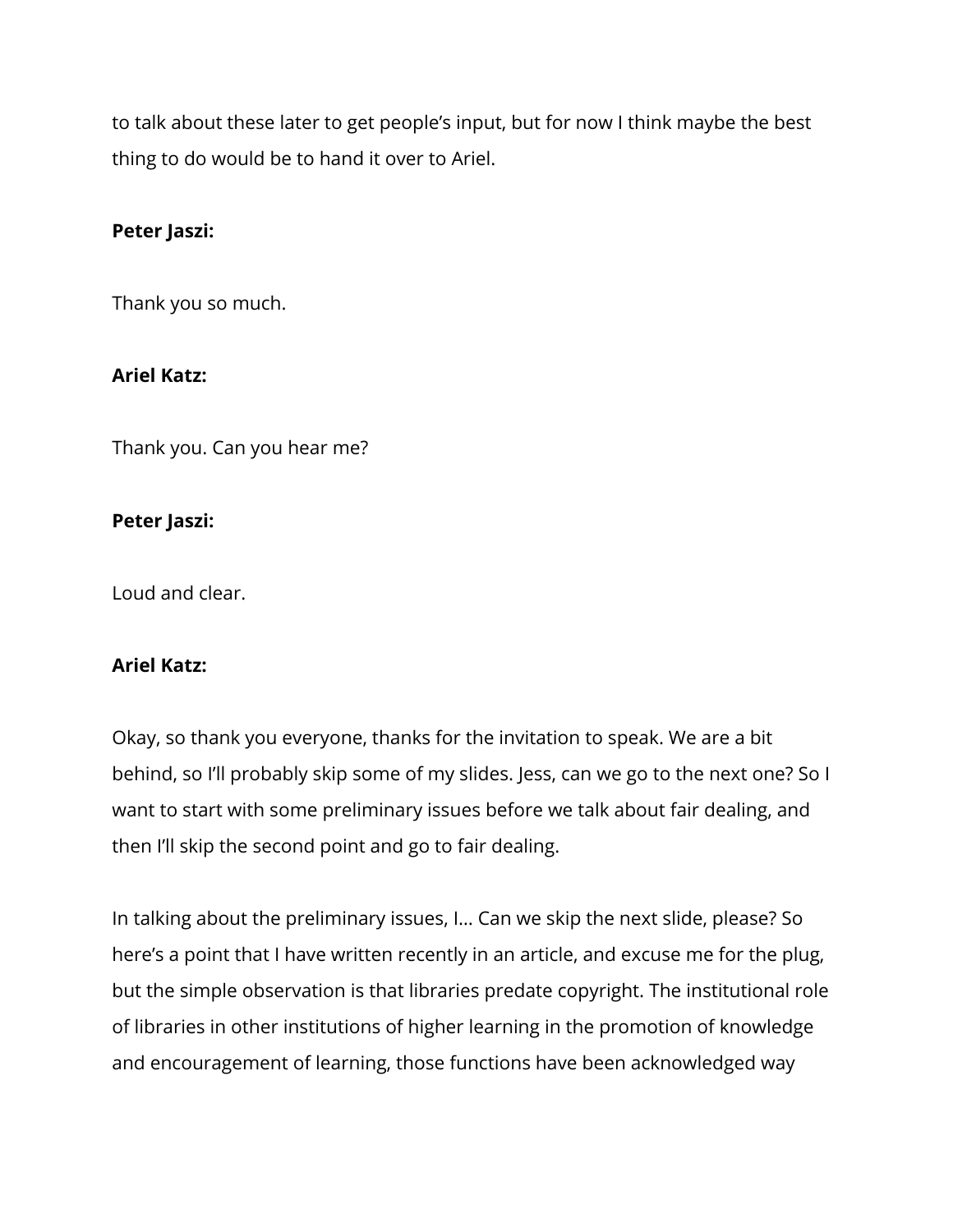to talk about these later to get people's input, but for now I think maybe the best thing to do would be to hand it over to Ariel.

**Peter Jaszi:**

Thank you so much.

**Ariel Katz:**

Thank you. Can you hear me?

**Peter Jaszi:**

Loud and clear.

**Ariel Katz:**

Okay, so thank you everyone, thanks for the invitation to speak. We are a bit behind, so I'll probably skip some of my slides. Jess, can we go to the next one? So I want to start with some preliminary issues before we talk about fair dealing, and then I'll skip the second point and go to fair dealing.

In talking about the preliminary issues, I... Can we skip the next slide, please? So here's a point that I have written recently in an article, and excuse me for the plug, but the simple observation is that libraries predate copyright. The institutional role of libraries in other institutions of higher learning in the promotion of knowledge and encouragement of learning, those functions have been acknowledged way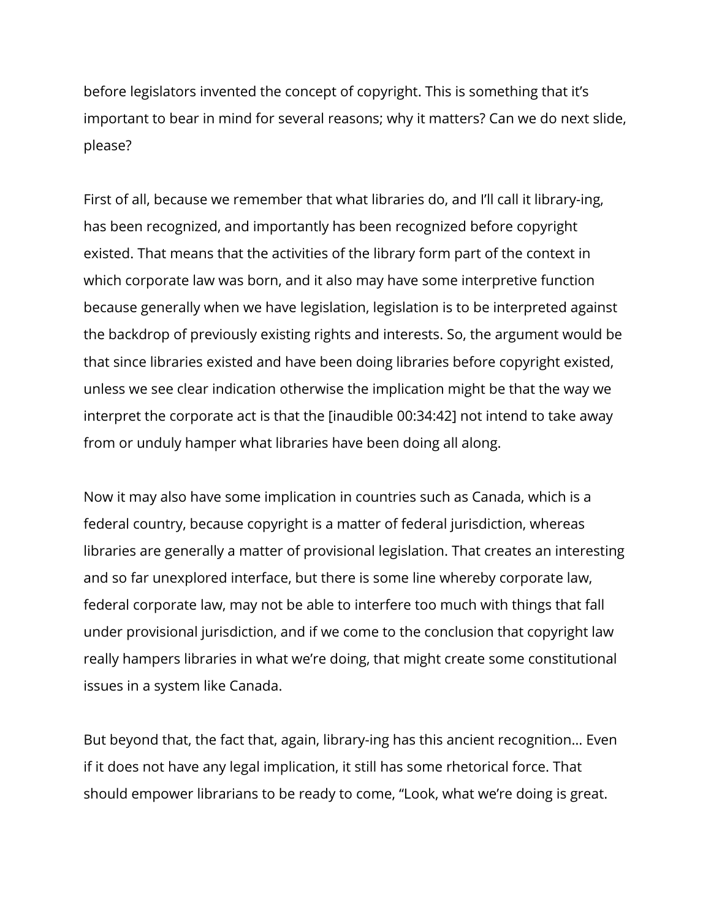before legislators invented the concept of copyright. This is something that it's important to bear in mind for several reasons; why it matters? Can we do next slide, please?

First of all, because we remember that what libraries do, and I'll call it library-ing, has been recognized, and importantly has been recognized before copyright existed. That means that the activities of the library form part of the context in which corporate law was born, and it also may have some interpretive function because generally when we have legislation, legislation is to be interpreted against the backdrop of previously existing rights and interests. So, the argument would be that since libraries existed and have been doing libraries before copyright existed, unless we see clear indication otherwise the implication might be that the way we interpret the corporate act is that the [inaudible 00:34:42] not intend to take away from or unduly hamper what libraries have been doing all along.

Now it may also have some implication in countries such as Canada, which is a federal country, because copyright is a matter of federal jurisdiction, whereas libraries are generally a matter of provisional legislation. That creates an interesting and so far unexplored interface, but there is some line whereby corporate law, federal corporate law, may not be able to interfere too much with things that fall under provisional jurisdiction, and if we come to the conclusion that copyright law really hampers libraries in what we're doing, that might create some constitutional issues in a system like Canada.

But beyond that, the fact that, again, library-ing has this ancient recognition... Even if it does not have any legal implication, it still has some rhetorical force. That should empower librarians to be ready to come, "Look, what we're doing is great.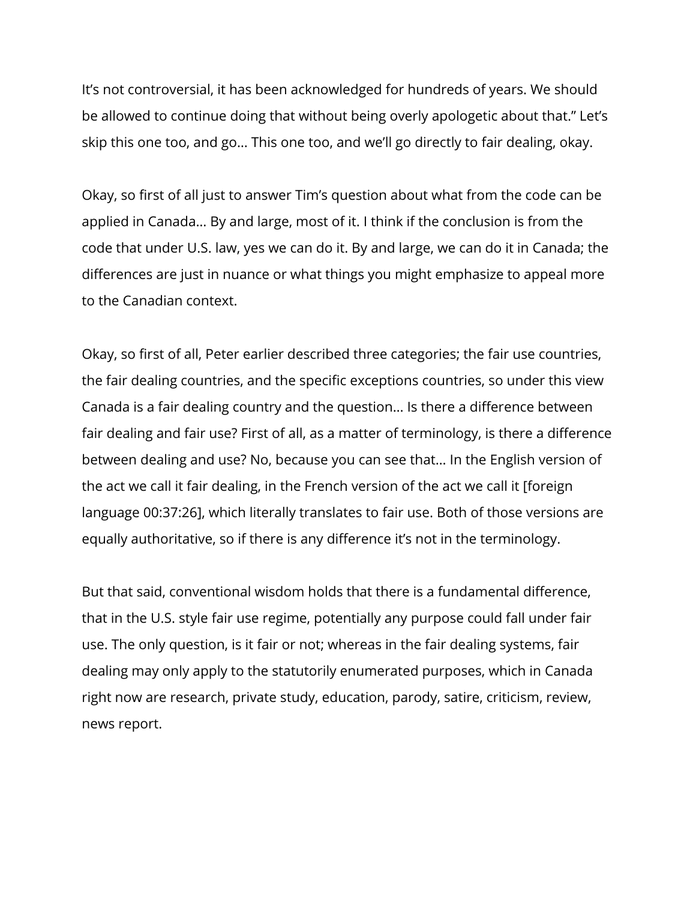It's not controversial, it has been acknowledged for hundreds of years. We should be allowed to continue doing that without being overly apologetic about that." Let's skip this one too, and go… This one too, and we'll go directly to fair dealing, okay.

Okay, so first of all just to answer Tim's question about what from the code can be applied in Canada… By and large, most of it. I think if the conclusion is from the code that under U.S. law, yes we can do it. By and large, we can do it in Canada; the differences are just in nuance or what things you might emphasize to appeal more to the Canadian context.

Okay, so first of all, Peter earlier described three categories; the fair use countries, the fair dealing countries, and the specific exceptions countries, so under this view Canada is a fair dealing country and the question… Is there a difference between fair dealing and fair use? First of all, as a matter of terminology, is there a difference between dealing and use? No, because you can see that… In the English version of the act we call it fair dealing, in the French version of the act we call it [foreign language 00:37:26], which literally translates to fair use. Both of those versions are equally authoritative, so if there is any difference it's not in the terminology.

But that said, conventional wisdom holds that there is a fundamental difference, that in the U.S. style fair use regime, potentially any purpose could fall under fair use. The only question, is it fair or not; whereas in the fair dealing systems, fair dealing may only apply to the statutorily enumerated purposes, which in Canada right now are research, private study, education, parody, satire, criticism, review, news report.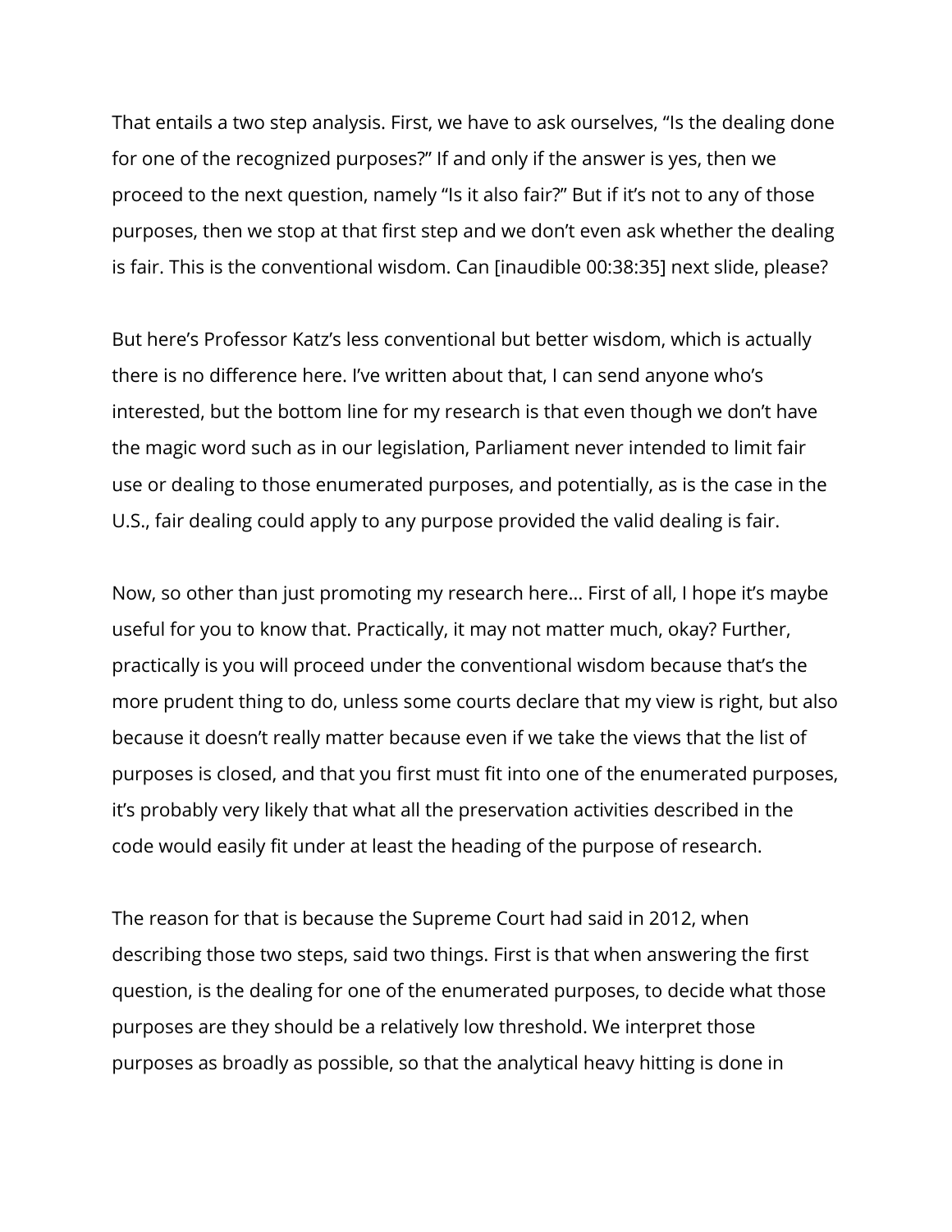That entails a two step analysis. First, we have to ask ourselves, "Is the dealing done for one of the recognized purposes?" If and only if the answer is yes, then we proceed to the next question, namely "Is it also fair?" But if it's not to any of those purposes, then we stop at that first step and we don't even ask whether the dealing is fair. This is the conventional wisdom. Can [inaudible 00:38:35] next slide, please?

But here's Professor Katz's less conventional but better wisdom, which is actually there is no difference here. I've written about that, I can send anyone who's interested, but the bottom line for my research is that even though we don't have the magic word such as in our legislation, Parliament never intended to limit fair use or dealing to those enumerated purposes, and potentially, as is the case in the U.S., fair dealing could apply to any purpose provided the valid dealing is fair.

Now, so other than just promoting my research here... First of all, I hope it's maybe useful for you to know that. Practically, it may not matter much, okay? Further, practically is you will proceed under the conventional wisdom because that's the more prudent thing to do, unless some courts declare that my view is right, but also because it doesn't really matter because even if we take the views that the list of purposes is closed, and that you first must fit into one of the enumerated purposes, it's probably very likely that what all the preservation activities described in the code would easily fit under at least the heading of the purpose of research.

The reason for that is because the Supreme Court had said in 2012, when describing those two steps, said two things. First is that when answering the first question, is the dealing for one of the enumerated purposes, to decide what those purposes are they should be a relatively low threshold. We interpret those purposes as broadly as possible, so that the analytical heavy hitting is done in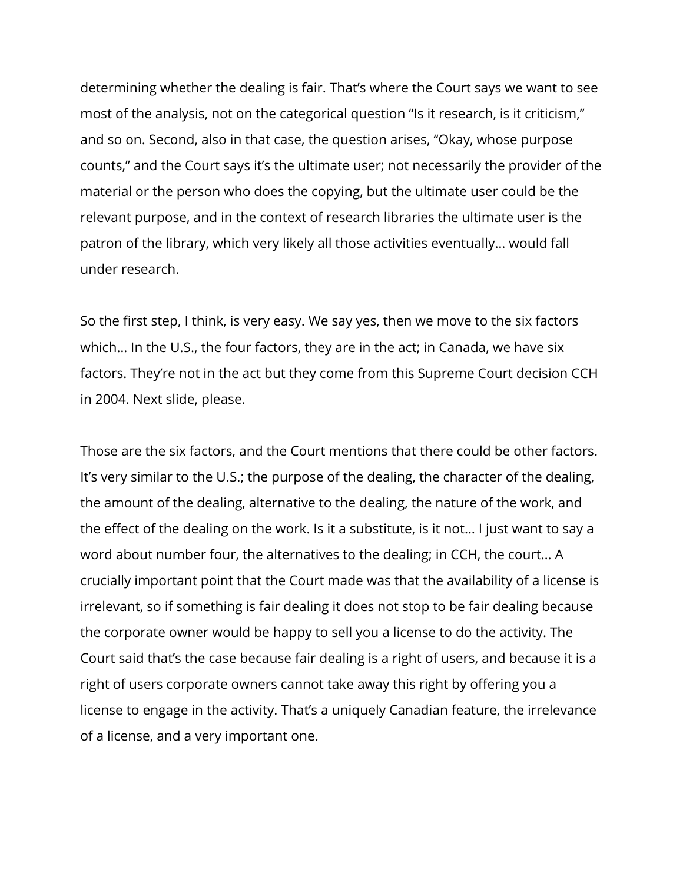determining whether the dealing is fair. That's where the Court says we want to see most of the analysis, not on the categorical question "Is it research, is it criticism," and so on. Second, also in that case, the question arises, "Okay, whose purpose counts," and the Court says it's the ultimate user; not necessarily the provider of the material or the person who does the copying, but the ultimate user could be the relevant purpose, and in the context of research libraries the ultimate user is the patron of the library, which very likely all those activities eventually… would fall under research.

So the first step, I think, is very easy. We say yes, then we move to the six factors which… In the U.S., the four factors, they are in the act; in Canada, we have six factors. They're not in the act but they come from this Supreme Court decision CCH in 2004. Next slide, please.

Those are the six factors, and the Court mentions that there could be other factors. It's very similar to the U.S.; the purpose of the dealing, the character of the dealing, the amount of the dealing, alternative to the dealing, the nature of the work, and the effect of the dealing on the work. Is it a substitute, is it not… I just want to say a word about number four, the alternatives to the dealing; in CCH, the court… A crucially important point that the Court made was that the availability of a license is irrelevant, so if something is fair dealing it does not stop to be fair dealing because the corporate owner would be happy to sell you a license to do the activity. The Court said that's the case because fair dealing is a right of users, and because it is a right of users corporate owners cannot take away this right by offering you a license to engage in the activity. That's a uniquely Canadian feature, the irrelevance of a license, and a very important one.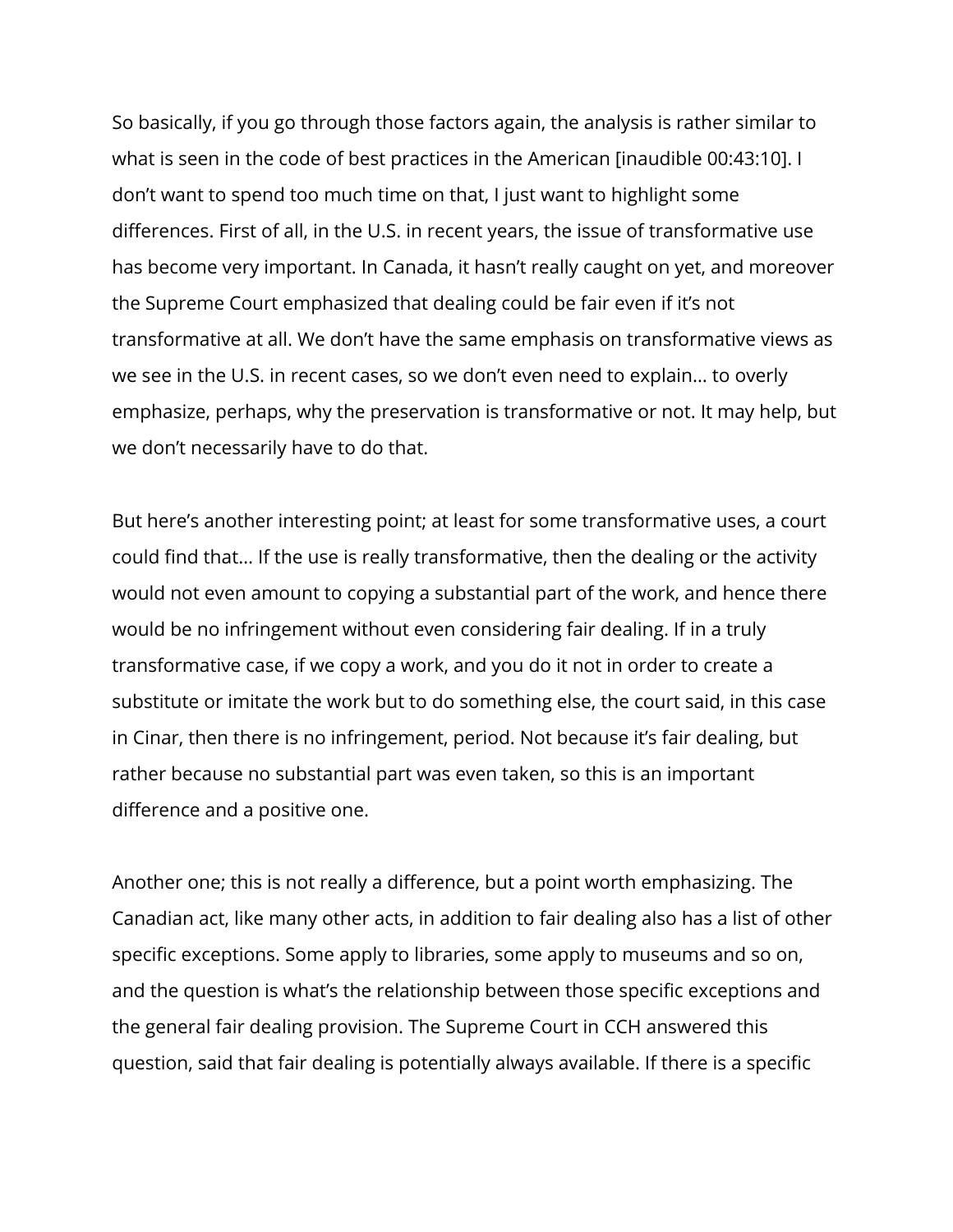So basically, if you go through those factors again, the analysis is rather similar to what is seen in the code of best practices in the American [inaudible 00:43:10]. I don't want to spend too much time on that, I just want to highlight some differences. First of all, in the U.S. in recent years, the issue of transformative use has become very important. In Canada, it hasn't really caught on yet, and moreover the Supreme Court emphasized that dealing could be fair even if it's not transformative at all. We don't have the same emphasis on transformative views as we see in the U.S. in recent cases, so we don't even need to explain… to overly emphasize, perhaps, why the preservation is transformative or not. It may help, but we don't necessarily have to do that.

But here's another interesting point; at least for some transformative uses, a court could find that… If the use is really transformative, then the dealing or the activity would not even amount to copying a substantial part of the work, and hence there would be no infringement without even considering fair dealing. If in a truly transformative case, if we copy a work, and you do it not in order to create a substitute or imitate the work but to do something else, the court said, in this case in Cinar, then there is no infringement, period. Not because it's fair dealing, but rather because no substantial part was even taken, so this is an important difference and a positive one.

Another one; this is not really a difference, but a point worth emphasizing. The Canadian act, like many other acts, in addition to fair dealing also has a list of other specific exceptions. Some apply to libraries, some apply to museums and so on, and the question is what's the relationship between those specific exceptions and the general fair dealing provision. The Supreme Court in CCH answered this question, said that fair dealing is potentially always available. If there is a specific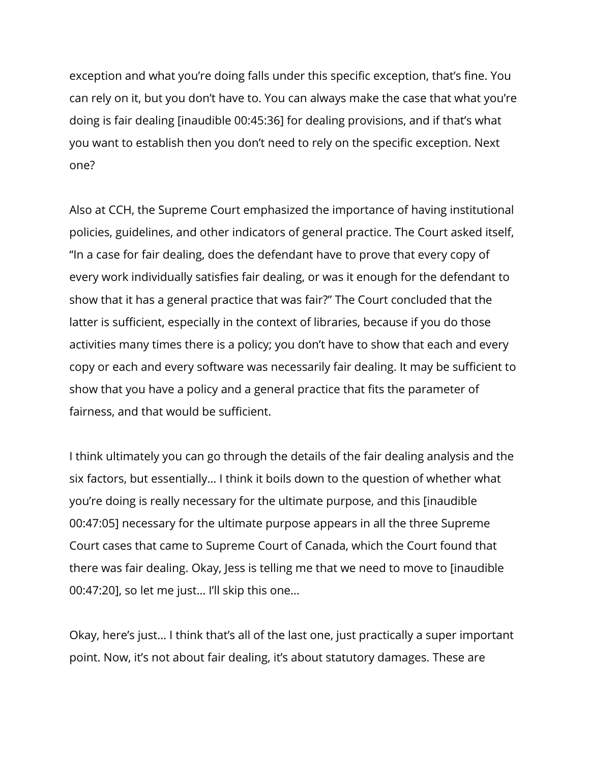exception and what you're doing falls under this specific exception, that's fine. You can rely on it, but you don't have to. You can always make the case that what you're doing is fair dealing [inaudible 00:45:36] for dealing provisions, and if that's what you want to establish then you don't need to rely on the specific exception. Next one?

Also at CCH, the Supreme Court emphasized the importance of having institutional policies, guidelines, and other indicators of general practice. The Court asked itself, "In a case for fair dealing, does the defendant have to prove that every copy of every work individually satisfies fair dealing, or was it enough for the defendant to show that it has a general practice that was fair?" The Court concluded that the latter is sufficient, especially in the context of libraries, because if you do those activities many times there is a policy; you don't have to show that each and every copy or each and every software was necessarily fair dealing. It may be sufficient to show that you have a policy and a general practice that fits the parameter of fairness, and that would be sufficient.

I think ultimately you can go through the details of the fair dealing analysis and the six factors, but essentially… I think it boils down to the question of whether what you're doing is really necessary for the ultimate purpose, and this [inaudible 00:47:05] necessary for the ultimate purpose appears in all the three Supreme Court cases that came to Supreme Court of Canada, which the Court found that there was fair dealing. Okay, Jess is telling me that we need to move to [inaudible 00:47:20], so let me just… I'll skip this one…

Okay, here's just… I think that's all of the last one, just practically a super important point. Now, it's not about fair dealing, it's about statutory damages. These are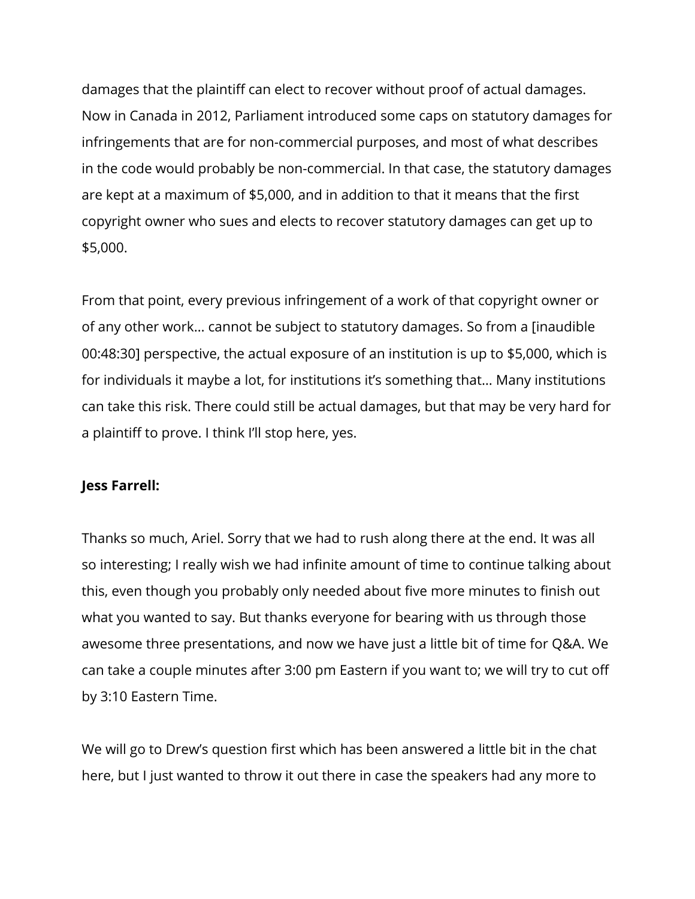damages that the plaintiff can elect to recover without proof of actual damages. Now in Canada in 2012, Parliament introduced some caps on statutory damages for infringements that are for non-commercial purposes, and most of what describes in the code would probably be non-commercial. In that case, the statutory damages are kept at a maximum of $5,000, and in addition to that it means that the first copyright owner who sues and elects to recover statutory damages can get up to $5,000.

From that point, every previous infringement of a work of that copyright owner or of any other work… cannot be subject to statutory damages. So from a [inaudible 00:48:30] perspective, the actual exposure of an institution is up to $5,000, which is for individuals it maybe a lot, for institutions it's something that… Many institutions can take this risk. There could still be actual damages, but that may be very hard for a plaintiff to prove. I think I'll stop here, yes.

**Jess Farrell:**

Thanks so much, Ariel. Sorry that we had to rush along there at the end. It was all so interesting; I really wish we had infinite amount of time to continue talking about this, even though you probably only needed about five more minutes to finish out what you wanted to say. But thanks everyone for bearing with us through those awesome three presentations, and now we have just a little bit of time for Q&A. We can take a couple minutes after 3:00 pm Eastern if you want to; we will try to cut off by 3:10 Eastern Time.

We will go to Drew's question first which has been answered a little bit in the chat here, but I just wanted to throw it out there in case the speakers had any more to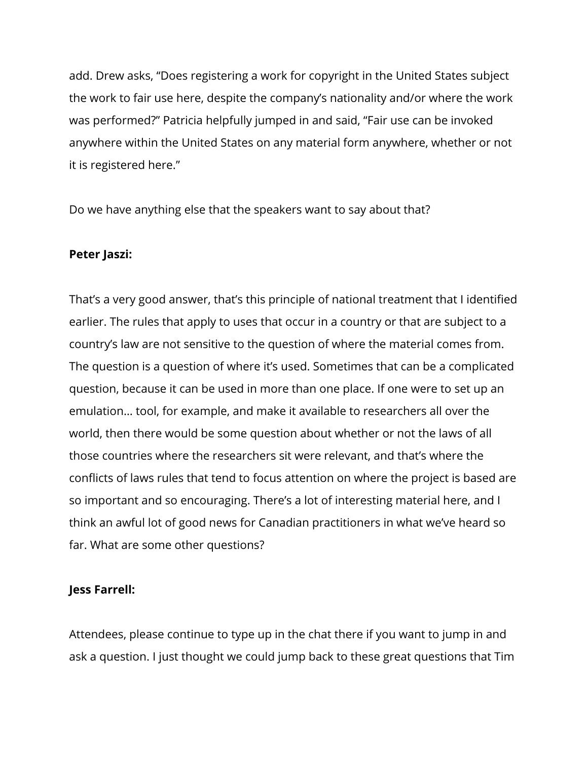add. Drew asks, “Does registering a work for copyright in the United States subject the work to fair use here, despite the company’s nationality and/or where the work was performed?” Patricia helpfully jumped in and said, “Fair use can be invoked anywhere within the United States on any material form anywhere, whether or not it is registered here.”

Do we have anything else that the speakers want to say about that?

**Peter Jaszi:**

That’s a very good answer, that’s this principle of national treatment that I identified earlier. The rules that apply to uses that occur in a country or that are subject to a country’s law are not sensitive to the question of where the material comes from. The question is a question of where it’s used. Sometimes that can be a complicated question, because it can be used in more than one place. If one were to set up an emulation… tool, for example, and make it available to researchers all over the world, then there would be some question about whether or not the laws of all those countries where the researchers sit were relevant, and that’s where the conflicts of laws rules that tend to focus attention on where the project is based are so important and so encouraging. There’s a lot of interesting material here, and I think an awful lot of good news for Canadian practitioners in what we’ve heard so far. What are some other questions?

**Jess Farrell:**

Attendees, please continue to type up in the chat there if you want to jump in and ask a question. I just thought we could jump back to these great questions that Tim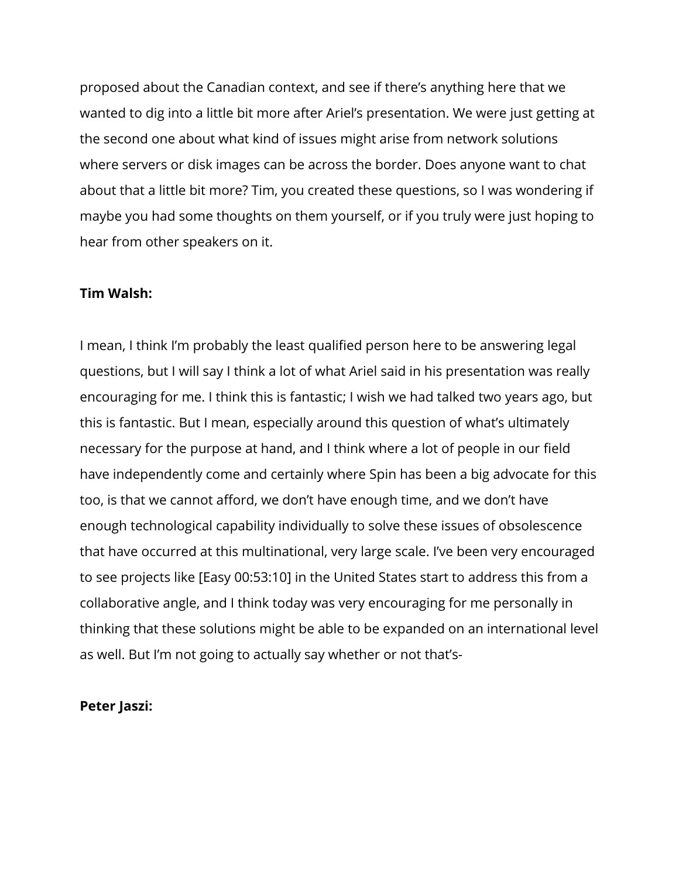proposed about the Canadian context, and see if there's anything here that we wanted to dig into a little bit more after Ariel's presentation. We were just getting at the second one about what kind of issues might arise from network solutions where servers or disk images can be across the border. Does anyone want to chat about that a little bit more? Tim, you created these questions, so I was wondering if maybe you had some thoughts on them yourself, or if you truly were just hoping to hear from other speakers on it.

**Tim Walsh:**

I mean, I think I'm probably the least qualified person here to be answering legal questions, but I will say I think a lot of what Ariel said in his presentation was really encouraging for me. I think this is fantastic; I wish we had talked two years ago, but this is fantastic. But I mean, especially around this question of what's ultimately necessary for the purpose at hand, and I think where a lot of people in our field have independently come and certainly where Spin has been a big advocate for this too, is that we cannot afford, we don't have enough time, and we don't have enough technological capability individually to solve these issues of obsolescence that have occurred at this multinational, very large scale. I've been very encouraged to see projects like [Easy 00:53:10] in the United States start to address this from a collaborative angle, and I think today was very encouraging for me personally in thinking that these solutions might be able to be expanded on an international level as well. But I'm not going to actually say whether or not that's-

**Peter Jaszi:**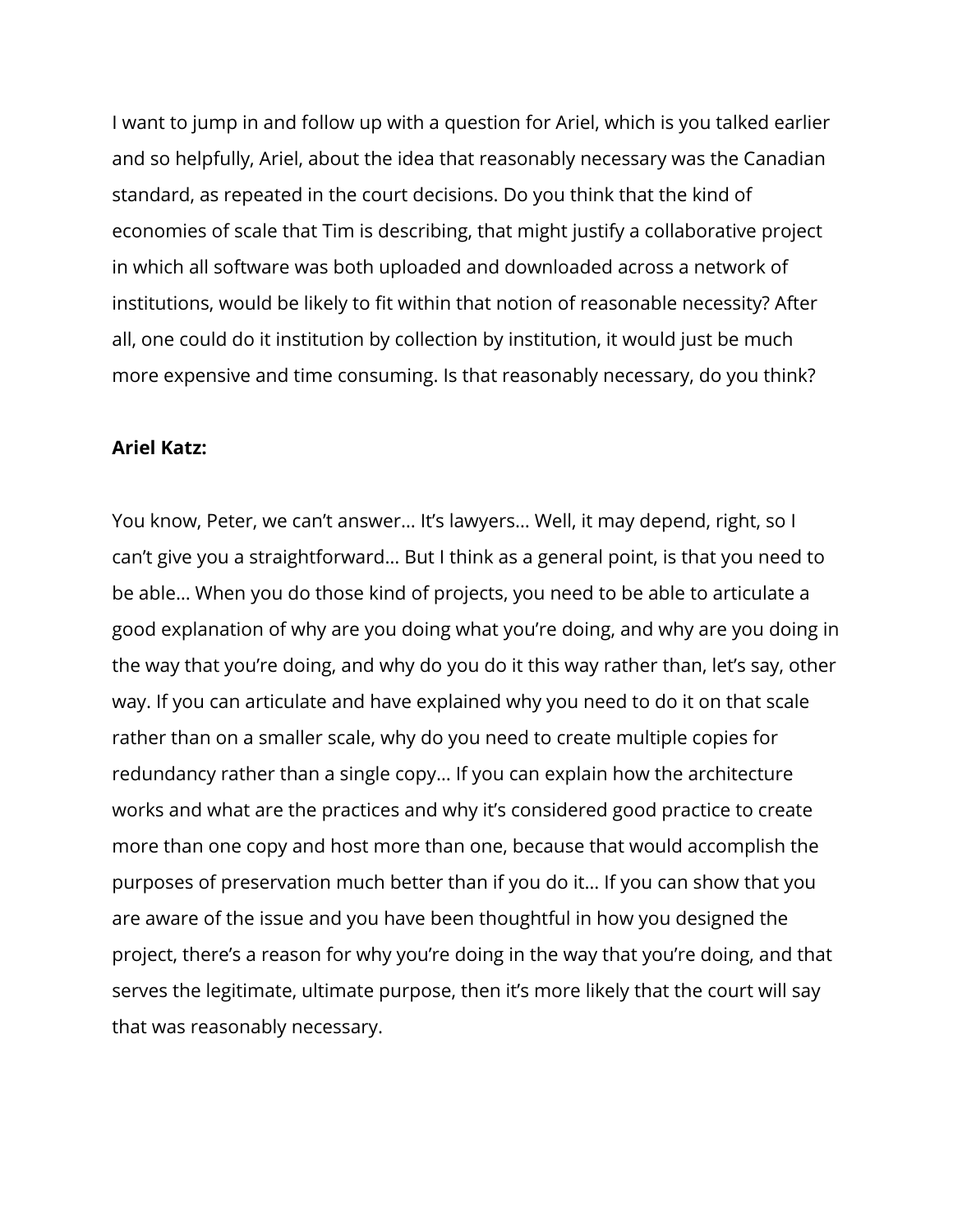I want to jump in and follow up with a question for Ariel, which is you talked earlier and so helpfully, Ariel, about the idea that reasonably necessary was the Canadian standard, as repeated in the court decisions. Do you think that the kind of economies of scale that Tim is describing, that might justify a collaborative project in which all software was both uploaded and downloaded across a network of institutions, would be likely to fit within that notion of reasonable necessity? After all, one could do it institution by collection by institution, it would just be much more expensive and time consuming. Is that reasonably necessary, do you think?

**Ariel Katz:**

You know, Peter, we can't answer… It's lawyers… Well, it may depend, right, so I can't give you a straightforward… But I think as a general point, is that you need to be able… When you do those kind of projects, you need to be able to articulate a good explanation of why are you doing what you're doing, and why are you doing in the way that you're doing, and why do you do it this way rather than, let's say, other way. If you can articulate and have explained why you need to do it on that scale rather than on a smaller scale, why do you need to create multiple copies for redundancy rather than a single copy… If you can explain how the architecture works and what are the practices and why it's considered good practice to create more than one copy and host more than one, because that would accomplish the purposes of preservation much better than if you do it… If you can show that you are aware of the issue and you have been thoughtful in how you designed the project, there's a reason for why you're doing in the way that you're doing, and that serves the legitimate, ultimate purpose, then it's more likely that the court will say that was reasonably necessary.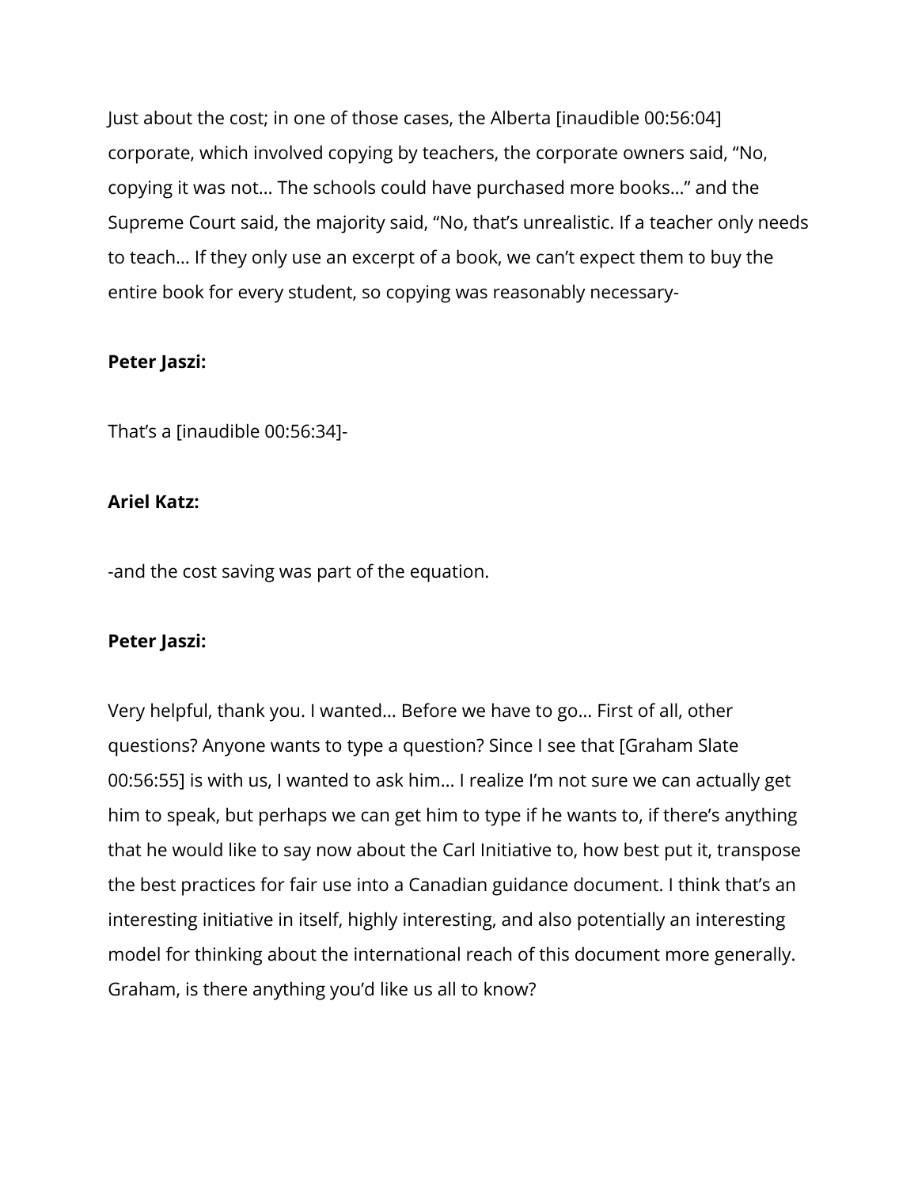Just about the cost; in one of those cases, the Alberta [inaudible 00:56:04] corporate, which involved copying by teachers, the corporate owners said, "No, copying it was not… The schools could have purchased more books…" and the Supreme Court said, the majority said, "No, that's unrealistic. If a teacher only needs to teach… If they only use an excerpt of a book, we can't expect them to buy the entire book for every student, so copying was reasonably necessary-

**Peter Jaszi:**

That's a [inaudible 00:56:34]-

**Ariel Katz:**

-and the cost saving was part of the equation.

**Peter Jaszi:**

Very helpful, thank you. I wanted… Before we have to go… First of all, other questions? Anyone wants to type a question? Since I see that [Graham Slate 00:56:55] is with us, I wanted to ask him… I realize I'm not sure we can actually get him to speak, but perhaps we can get him to type if he wants to, if there's anything that he would like to say now about the Carl Initiative to, how best put it, transpose the best practices for fair use into a Canadian guidance document. I think that's an interesting initiative in itself, highly interesting, and also potentially an interesting model for thinking about the international reach of this document more generally. Graham, is there anything you'd like us all to know?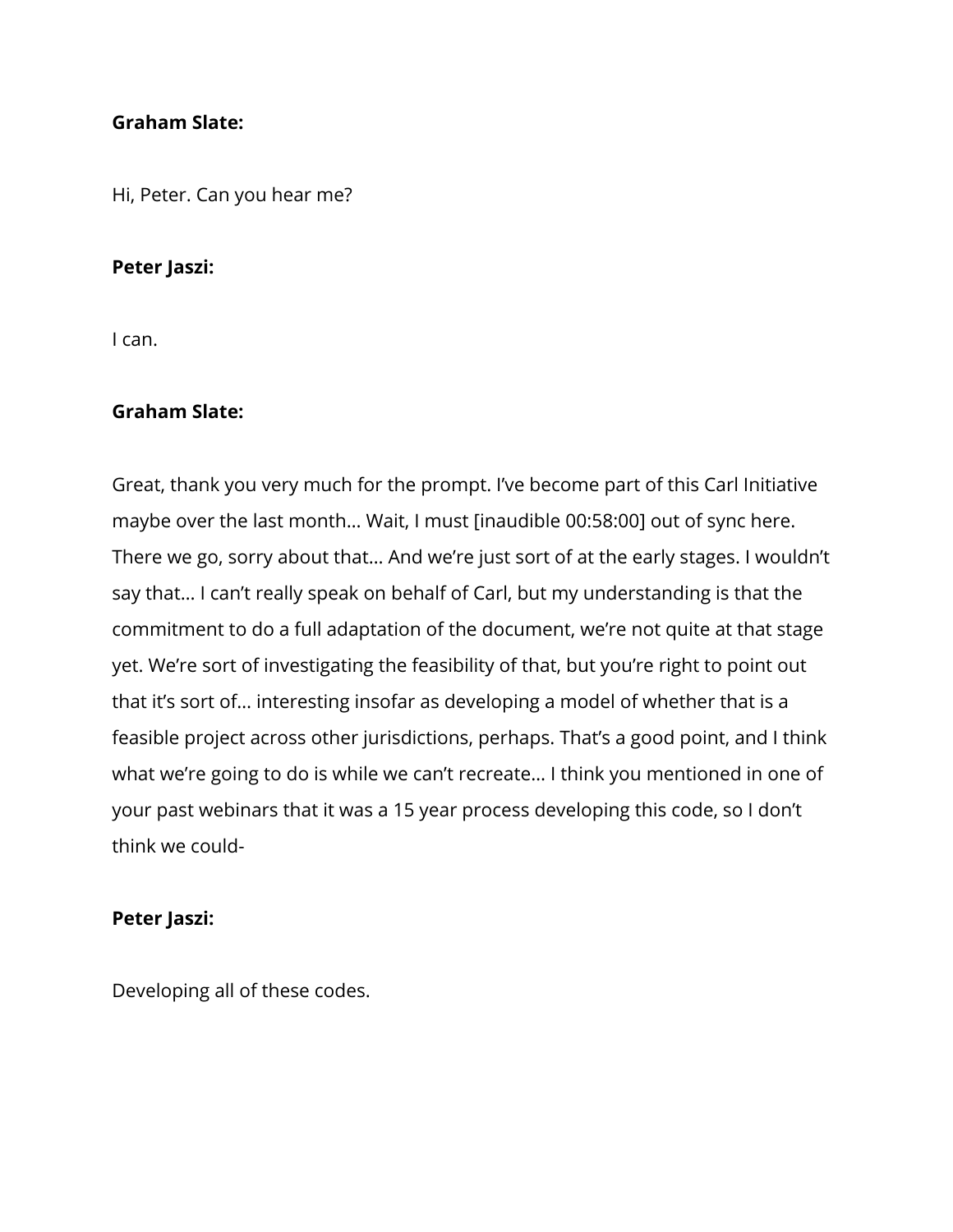**Graham Slate:**

Hi, Peter. Can you hear me?

**Peter Jaszi:**

I can.

**Graham Slate:**

Great, thank you very much for the prompt. I've become part of this Carl Initiative maybe over the last month… Wait, I must [inaudible 00:58:00] out of sync here. There we go, sorry about that… And we're just sort of at the early stages. I wouldn't say that… I can't really speak on behalf of Carl, but my understanding is that the commitment to do a full adaptation of the document, we're not quite at that stage yet. We're sort of investigating the feasibility of that, but you're right to point out that it's sort of… interesting insofar as developing a model of whether that is a feasible project across other jurisdictions, perhaps. That's a good point, and I think what we're going to do is while we can't recreate… I think you mentioned in one of your past webinars that it was a 15 year process developing this code, so I don't think we could-

**Peter Jaszi:**

Developing all of these codes.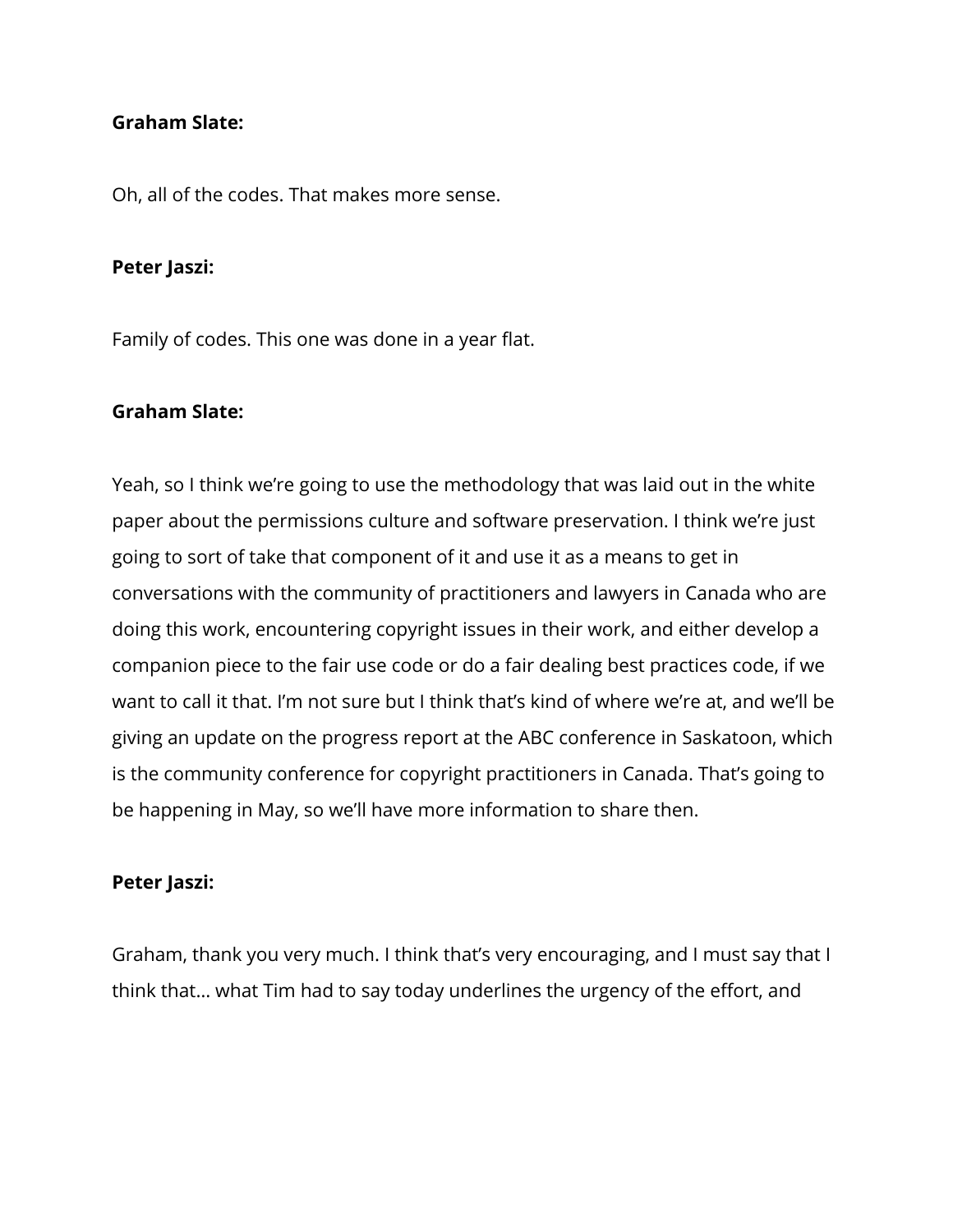**Graham Slate:**

Oh, all of the codes. That makes more sense.

**Peter Jaszi:**

Family of codes. This one was done in a year flat.

**Graham Slate:**

Yeah, so I think we're going to use the methodology that was laid out in the white paper about the permissions culture and software preservation. I think we're just going to sort of take that component of it and use it as a means to get in conversations with the community of practitioners and lawyers in Canada who are doing this work, encountering copyright issues in their work, and either develop a companion piece to the fair use code or do a fair dealing best practices code, if we want to call it that. I'm not sure but I think that's kind of where we're at, and we'll be giving an update on the progress report at the ABC conference in Saskatoon, which is the community conference for copyright practitioners in Canada. That's going to be happening in May, so we'll have more information to share then.

**Peter Jaszi:**

Graham, thank you very much. I think that's very encouraging, and I must say that I think that... what Tim had to say today underlines the urgency of the effort, and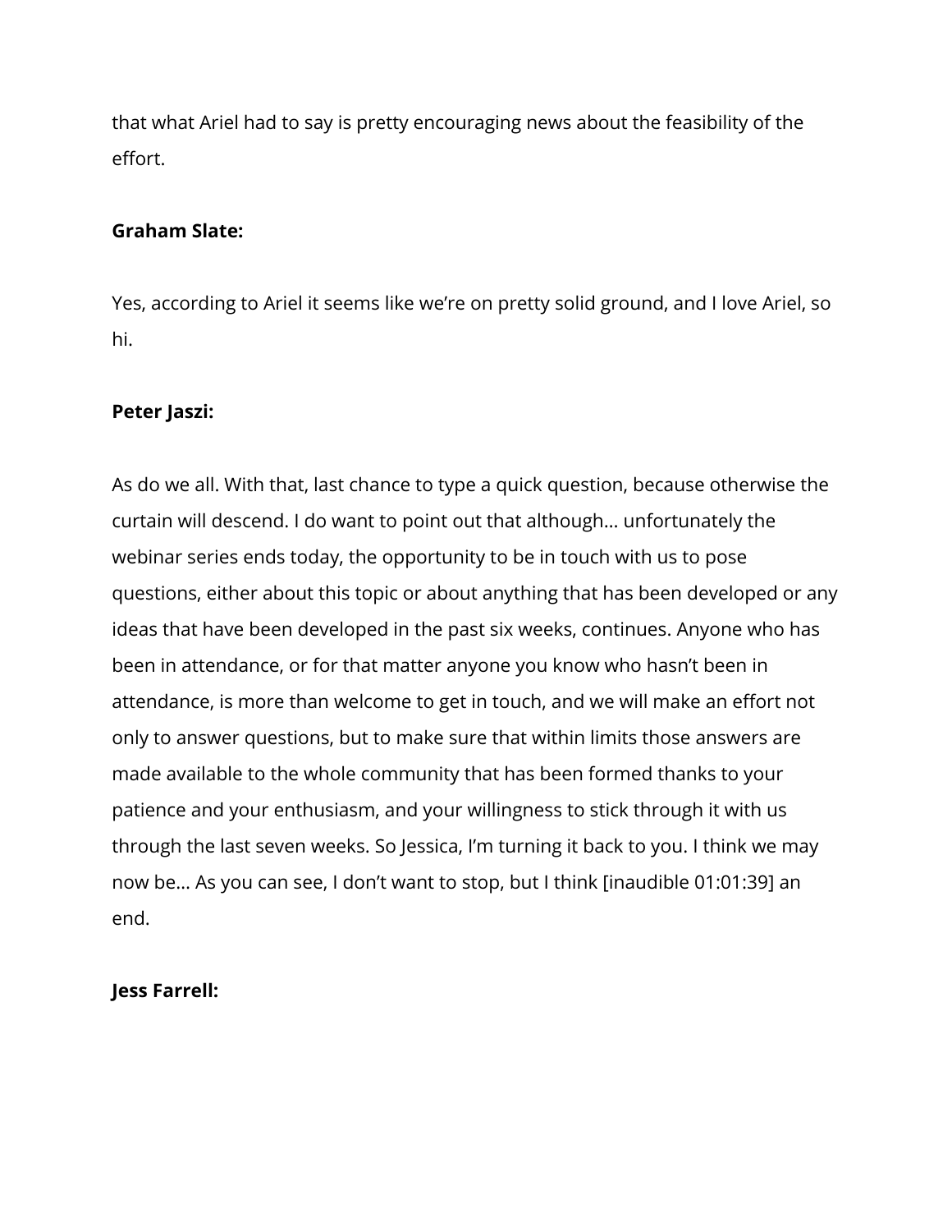that what Ariel had to say is pretty encouraging news about the feasibility of the effort.

**Graham Slate:**

Yes, according to Ariel it seems like we're on pretty solid ground, and I love Ariel, so hi.

**Peter Jaszi:**

As do we all. With that, last chance to type a quick question, because otherwise the curtain will descend. I do want to point out that although… unfortunately the webinar series ends today, the opportunity to be in touch with us to pose questions, either about this topic or about anything that has been developed or any ideas that have been developed in the past six weeks, continues. Anyone who has been in attendance, or for that matter anyone you know who hasn't been in attendance, is more than welcome to get in touch, and we will make an effort not only to answer questions, but to make sure that within limits those answers are made available to the whole community that has been formed thanks to your patience and your enthusiasm, and your willingness to stick through it with us through the last seven weeks. So Jessica, I'm turning it back to you. I think we may now be… As you can see, I don't want to stop, but I think [inaudible 01:01:39] an end.

**Jess Farrell:**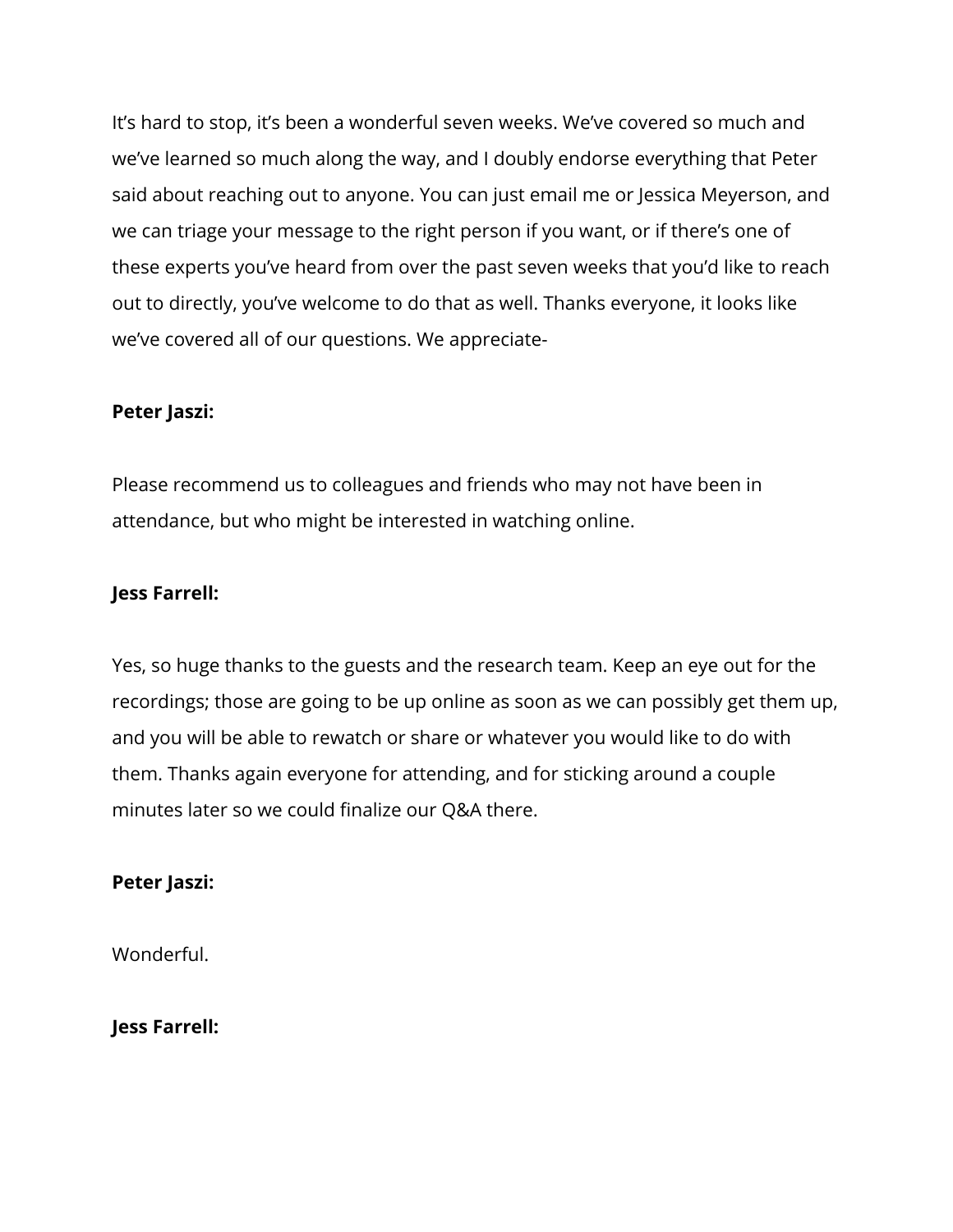It's hard to stop, it's been a wonderful seven weeks. We've covered so much and we've learned so much along the way, and I doubly endorse everything that Peter said about reaching out to anyone. You can just email me or Jessica Meyerson, and we can triage your message to the right person if you want, or if there's one of these experts you've heard from over the past seven weeks that you'd like to reach out to directly, you've welcome to do that as well. Thanks everyone, it looks like we've covered all of our questions. We appreciate-

**Peter Jaszi:**

Please recommend us to colleagues and friends who may not have been in attendance, but who might be interested in watching online.

**Jess Farrell:**

Yes, so huge thanks to the guests and the research team. Keep an eye out for the recordings; those are going to be up online as soon as we can possibly get them up, and you will be able to rewatch or share or whatever you would like to do with them. Thanks again everyone for attending, and for sticking around a couple minutes later so we could finalize our Q&A there.

**Peter Jaszi:**

Wonderful.

**Jess Farrell:**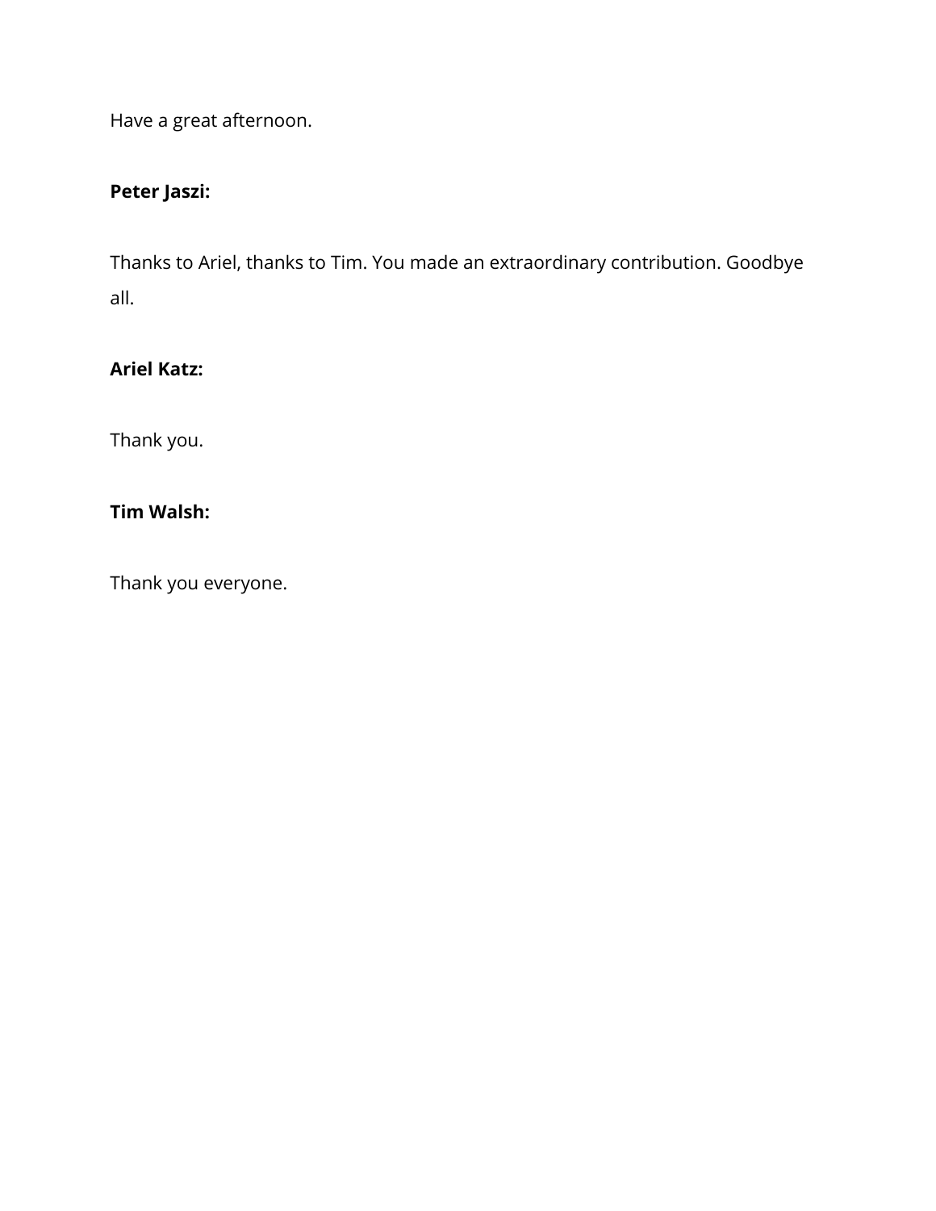Have a great afternoon.

**Peter Jaszi:**

Thanks to Ariel, thanks to Tim. You made an extraordinary contribution. Goodbye all.

**Ariel Katz:**

Thank you.

**Tim Walsh:**

Thank you everyone.